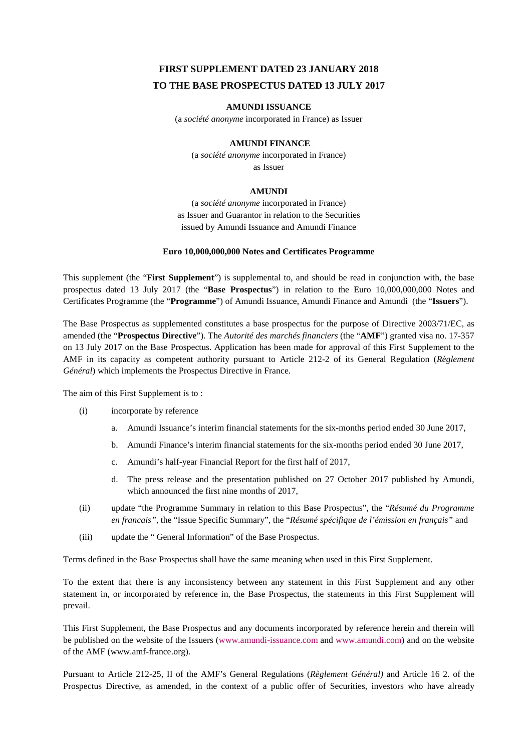# FIRST SUPPLEMENT DATED 23 JANUARY 2018
# TO THE BASE PROSPECTUS DATED 13 JULY 2017

**AMUNDI ISSUANCE**

(a *société anonyme* incorporated in France) as Issuer

**AMUNDI FINANCE**

(a *société anonyme* incorporated in France)
as Issuer

**AMUNDI**

(a *société anonyme* incorporated in France)
as Issuer and Guarantor in relation to the Securities
issued by Amundi Issuance and Amundi Finance

**Euro 10,000,000,000 Notes and Certificates Programme**

This supplement (the "**First Supplement**") is supplemental to, and should be read in conjunction with, the base prospectus dated 13 July 2017 (the "**Base Prospectus**") in relation to the Euro 10,000,000,000 Notes and Certificates Programme (the "**Programme**") of Amundi Issuance, Amundi Finance and Amundi (the "**Issuers**").

The Base Prospectus as supplemented constitutes a base prospectus for the purpose of Directive 2003/71/EC, as amended (the "**Prospectus Directive**"). The *Autorité des marchés financiers* (the "**AMF**") granted visa no. 17-357 on 13 July 2017 on the Base Prospectus. Application has been made for approval of this First Supplement to the AMF in its capacity as competent authority pursuant to Article 212-2 of its General Regulation (*Règlement Général*) which implements the Prospectus Directive in France.

The aim of this First Supplement is to :

(i) incorporate by reference

  a. Amundi Issuance's interim financial statements for the six-months period ended 30 June 2017,

  b. Amundi Finance's interim financial statements for the six-months period ended 30 June 2017,

  c. Amundi's half-year Financial Report for the first half of 2017,

  d. The press release and the presentation published on 27 October 2017 published by Amundi, which announced the first nine months of 2017,

(ii) update "the Programme Summary in relation to this Base Prospectus", the "*Résumé du Programme en francais"*, the "Issue Specific Summary", the "*Résumé spécifique de l'émission en français"* and

(iii) update the " General Information" of the Base Prospectus.

Terms defined in the Base Prospectus shall have the same meaning when used in this First Supplement.

To the extent that there is any inconsistency between any statement in this First Supplement and any other statement in, or incorporated by reference in, the Base Prospectus, the statements in this First Supplement will prevail.

This First Supplement, the Base Prospectus and any documents incorporated by reference herein and therein will be published on the website of the Issuers (www.amundi-issuance.com and www.amundi.com) and on the website of the AMF (www.amf-france.org).

Pursuant to Article 212-25, II of the AMF's General Regulations (*Règlement Général)* and Article 16 2. of the Prospectus Directive, as amended, in the context of a public offer of Securities, investors who have already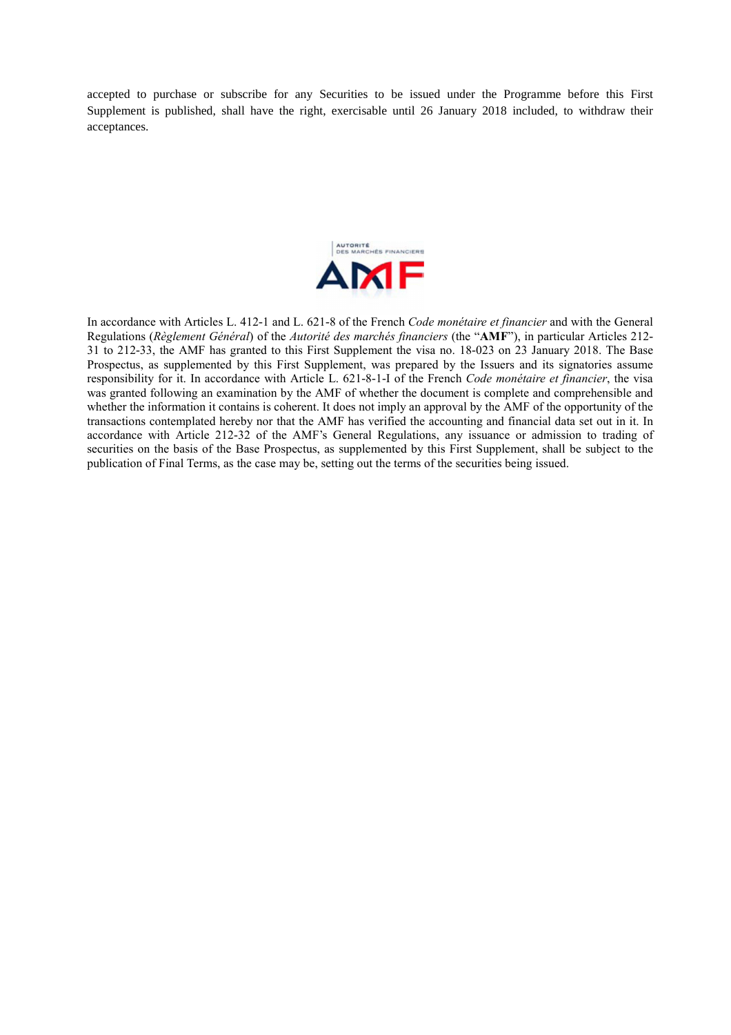accepted to purchase or subscribe for any Securities to be issued under the Programme before this First Supplement is published, shall have the right, exercisable until 26 January 2018 included, to withdraw their acceptances.

In accordance with Articles L. 412-1 and L. 621-8 of the French *Code monétaire et financier* and with the General Regulations (*Règlement Général*) of the *Autorité des marchés financiers* (the "**AMF**"), in particular Articles 212-31 to 212-33, the AMF has granted to this First Supplement the visa no. 18-023 on 23 January 2018. The Base Prospectus, as supplemented by this First Supplement, was prepared by the Issuers and its signatories assume responsibility for it. In accordance with Article L. 621-8-1-I of the French *Code monétaire et financier*, the visa was granted following an examination by the AMF of whether the document is complete and comprehensible and whether the information it contains is coherent. It does not imply an approval by the AMF of the opportunity of the transactions contemplated hereby nor that the AMF has verified the accounting and financial data set out in it. In accordance with Article 212-32 of the AMF's General Regulations, any issuance or admission to trading of securities on the basis of the Base Prospectus, as supplemented by this First Supplement, shall be subject to the publication of Final Terms, as the case may be, setting out the terms of the securities being issued.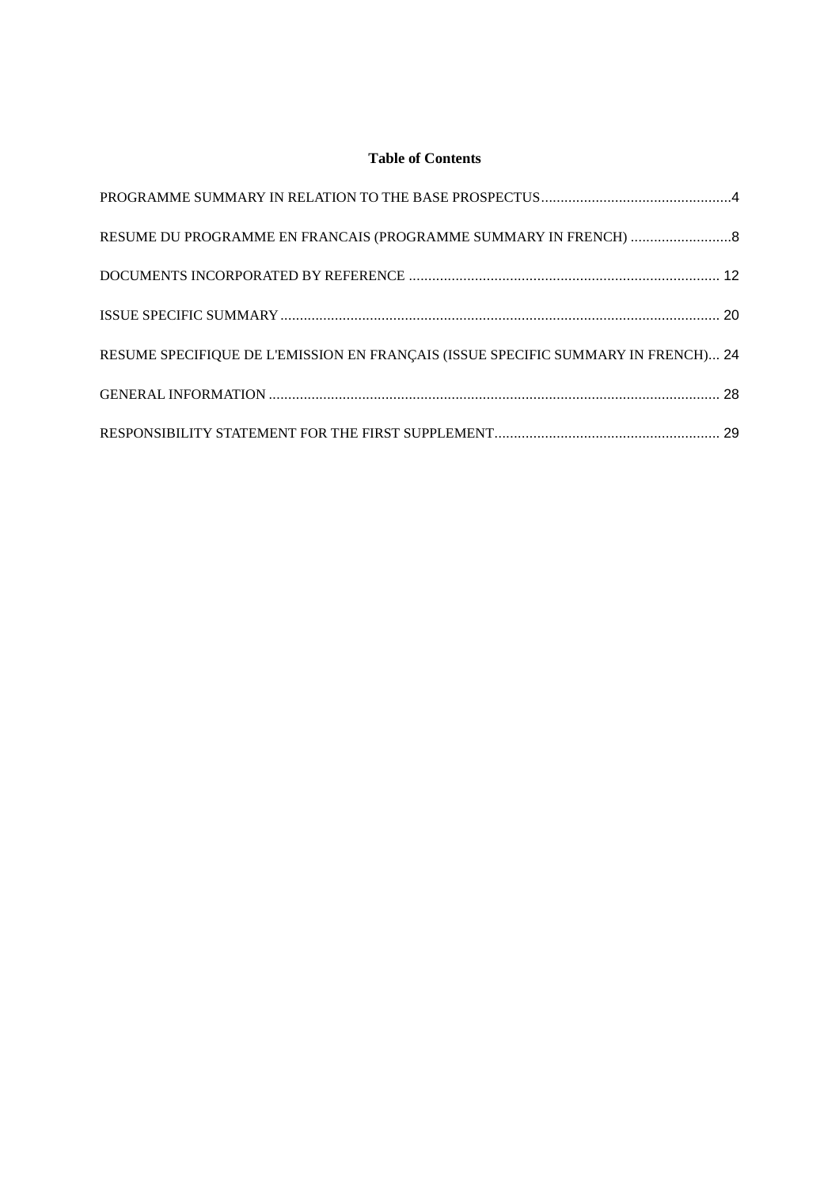**Table of Contents**

PROGRAMME SUMMARY IN RELATION TO THE BASE PROSPECTUS ... 4

RESUME DU PROGRAMME EN FRANCAIS (PROGRAMME SUMMARY IN FRENCH) ... 8

DOCUMENTS INCORPORATED BY REFERENCE ... 12

ISSUE SPECIFIC SUMMARY ... 20

RESUME SPECIFIQUE DE L'EMISSION EN FRANÇAIS (ISSUE SPECIFIC SUMMARY IN FRENCH) ... 24

GENERAL INFORMATION ... 28

RESPONSIBILITY STATEMENT FOR THE FIRST SUPPLEMENT ... 29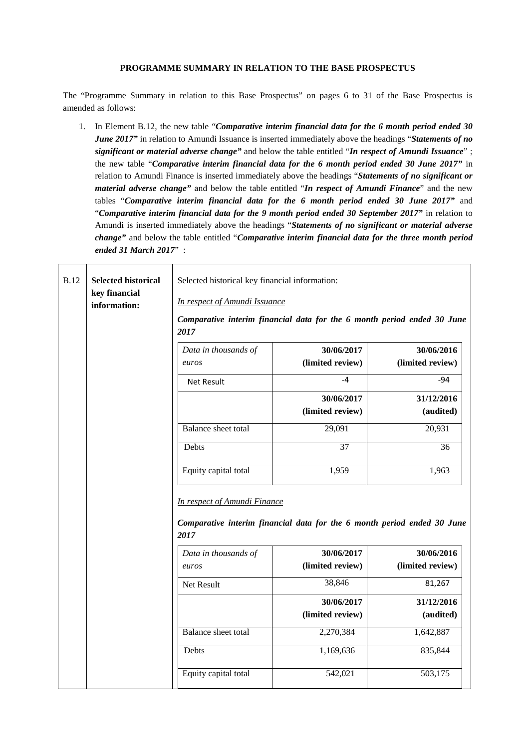**PROGRAMME SUMMARY IN RELATION TO THE BASE PROSPECTUS**

The "Programme Summary in relation to this Base Prospectus" on pages 6 to 31 of the Base Prospectus is amended as follows:

1. In Element B.12, the new table "***Comparative interim financial data for the 6 month period ended 30 June 2017***" in relation to Amundi Issuance is inserted immediately above the headings "***Statements of no significant or material adverse change***" and below the table entitled "***In respect of Amundi Issuance***" ; the new table "***Comparative interim financial data for the 6 month period ended 30 June 2017***" in relation to Amundi Finance is inserted immediately above the headings "***Statements of no significant or material adverse change***" and below the table entitled "***In respect of Amundi Finance***" and the new tables "***Comparative interim financial data for the 6 month period ended 30 June 2017***" and "***Comparative interim financial data for the 9 month period ended 30 September 2017***" in relation to Amundi is inserted immediately above the headings "***Statements of no significant or material adverse change***" and below the table entitled "***Comparative interim financial data for the three month period ended 31 March 2017***" :

**B.12 — Selected historical key financial information:**

Selected historical key financial information:

*In respect of Amundi Issuance*

***Comparative interim financial data for the 6 month period ended 30 June 2017***

| *Data in thousands of euros* | **30/06/2017 (limited review)** | **30/06/2016 (limited review)** |
|---|---|---|
| Net Result | -4 | -94 |
| | **30/06/2017 (limited review)** | **31/12/2016 (audited)** |
| Balance sheet total | 29,091 | 20,931 |
| Debts | 37 | 36 |
| Equity capital total | 1,959 | 1,963 |

*In respect of Amundi Finance*

***Comparative interim financial data for the 6 month period ended 30 June 2017***

| *Data in thousands of euros* | **30/06/2017 (limited review)** | **30/06/2016 (limited review)** |
|---|---|---|
| Net Result | 38,846 | 81,267 |
| | **30/06/2017 (limited review)** | **31/12/2016 (audited)** |
| Balance sheet total | 2,270,384 | 1,642,887 |
| Debts | 1,169,636 | 835,844 |
| Equity capital total | 542,021 | 503,175 |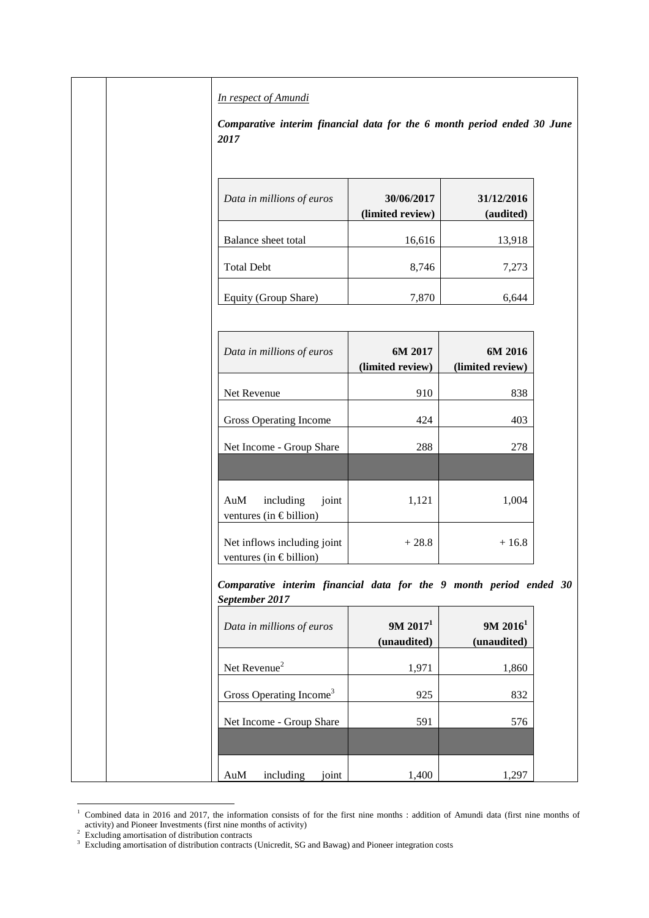*In respect of Amundi*

***Comparative interim financial data for the 6 month period ended 30 June 2017***

| *Data in millions of euros* | **30/06/2017 (limited review)** | **31/12/2016 (audited)** |
|---|---|---|
| Balance sheet total | 16,616 | 13,918 |
| Total Debt | 8,746 | 7,273 |
| Equity (Group Share) | 7,870 | 6,644 |

| *Data in millions of euros* | **6M 2017 (limited review)** | **6M 2016 (limited review)** |
|---|---|---|
| Net Revenue | 910 | 838 |
| Gross Operating Income | 424 | 403 |
| Net Income - Group Share | 288 | 278 |
| | | |
| AuM including joint ventures (in € billion) | 1,121 | 1,004 |
| Net inflows including joint ventures (in € billion) | + 28.8 | + 16.8 |

***Comparative interim financial data for the 9 month period ended 30 September 2017***

| *Data in millions of euros* | **9M 2017[1] (unaudited)** | **9M 2016[1] (unaudited)** |
|---|---|---|
| Net Revenue[2] | 1,971 | 1,860 |
| Gross Operating Income[3] | 925 | 832 |
| Net Income - Group Share | 591 | 576 |
| | | |
| AuM including joint | 1,400 | 1,297 |

[1] Combined data in 2016 and 2017, the information consists of for the first nine months : addition of Amundi data (first nine months of activity) and Pioneer Investments (first nine months of activity)

[2] Excluding amortisation of distribution contracts

[3] Excluding amortisation of distribution contracts (Unicredit, SG and Bawag) and Pioneer integration costs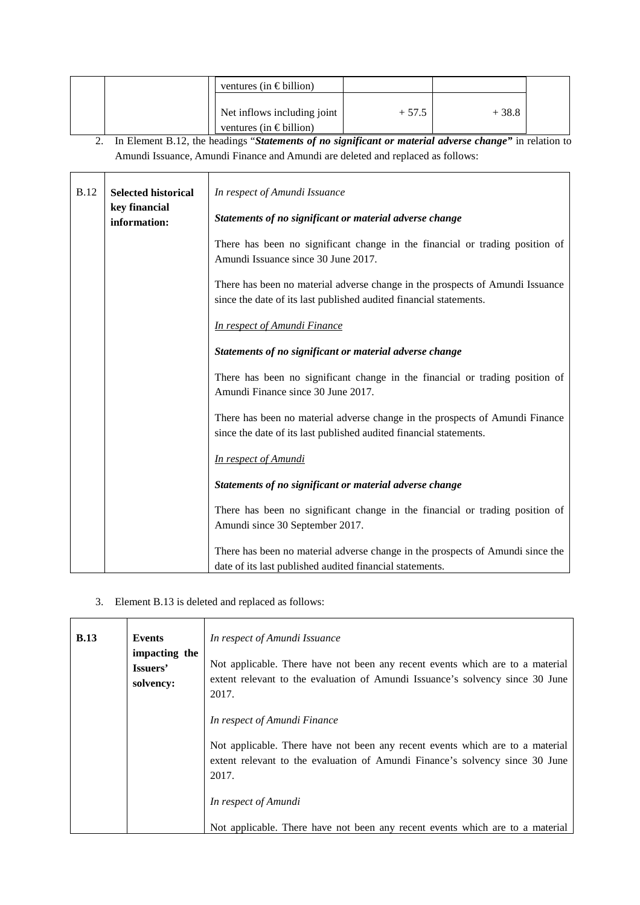| | | ventures (in € billion) | | | |
|---|---|---|---|---|---|
| | | Net inflows including joint ventures (in € billion) | + 57.5 | + 38.8 | |

2. In Element B.12, the headings "***Statements of no significant or material adverse change"*** in relation to Amundi Issuance, Amundi Finance and Amundi are deleted and replaced as follows:

| B.12 | **Selected historical key financial information:** | *In respect of Amundi Issuance*<br><br>***Statements of no significant or material adverse change***<br><br>There has been no significant change in the financial or trading position of Amundi Issuance since 30 June 2017.<br><br>There has been no material adverse change in the prospects of Amundi Issuance since the date of its last published audited financial statements.<br><br>*In respect of Amundi Finance*<br><br>***Statements of no significant or material adverse change***<br><br>There has been no significant change in the financial or trading position of Amundi Finance since 30 June 2017.<br><br>There has been no material adverse change in the prospects of Amundi Finance since the date of its last published audited financial statements.<br><br>*In respect of Amundi*<br><br>***Statements of no significant or material adverse change***<br><br>There has been no significant change in the financial or trading position of Amundi since 30 September 2017.<br><br>There has been no material adverse change in the prospects of Amundi since the date of its last published audited financial statements. |
|---|---|---|

3. Element B.13 is deleted and replaced as follows:

| **B.13** | **Events impacting the Issuers' solvency:** | *In respect of Amundi Issuance*<br><br>Not applicable. There have not been any recent events which are to a material extent relevant to the evaluation of Amundi Issuance's solvency since 30 June 2017.<br><br>*In respect of Amundi Finance*<br><br>Not applicable. There have not been any recent events which are to a material extent relevant to the evaluation of Amundi Finance's solvency since 30 June 2017.<br><br>*In respect of Amundi*<br><br>Not applicable. There have not been any recent events which are to a material |
|---|---|---|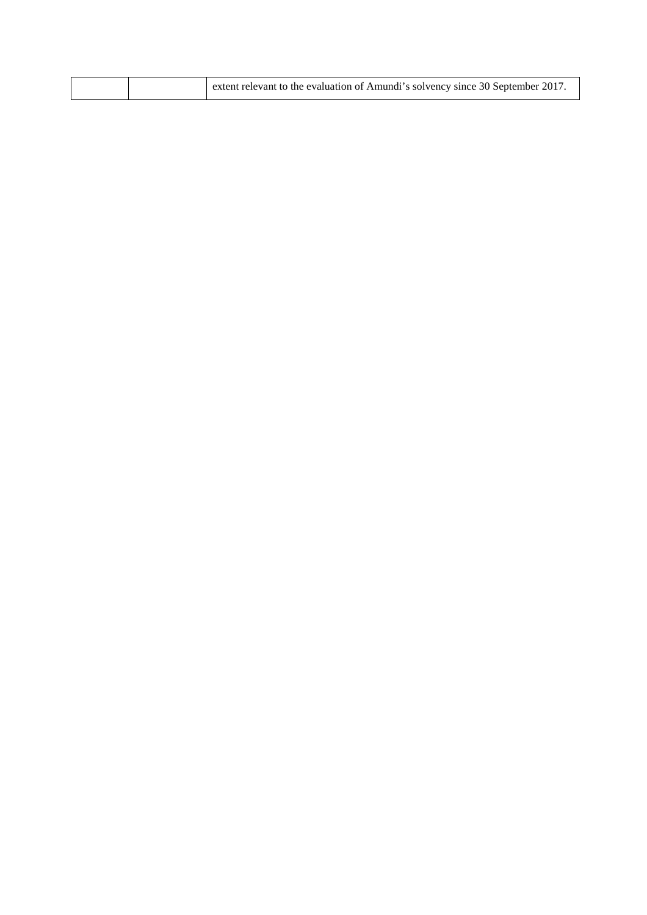|  |  | extent relevant to the evaluation of Amundi's solvency since 30 September 2017. |
|---|---|---|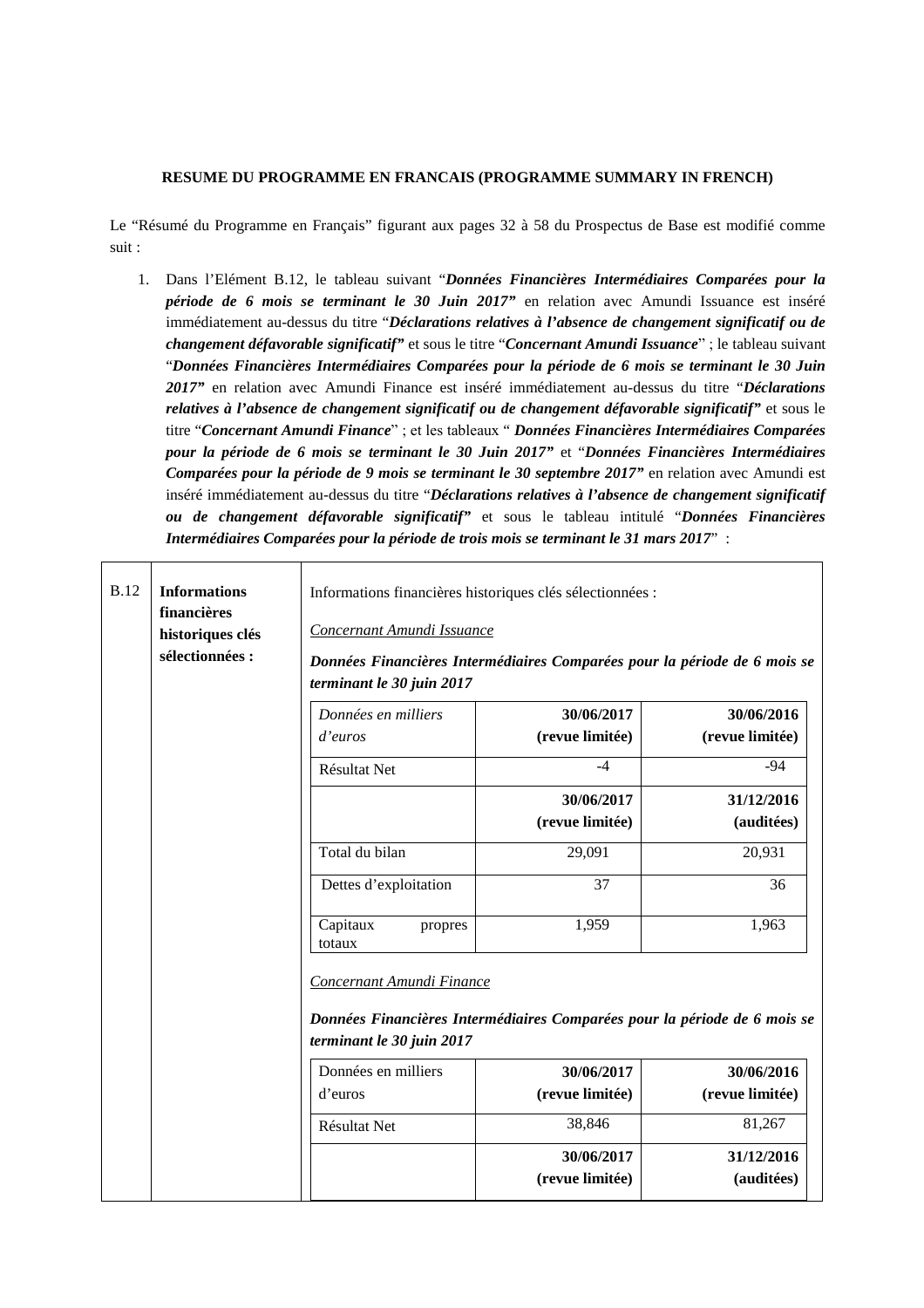**RESUME DU PROGRAMME EN FRANCAIS (PROGRAMME SUMMARY IN FRENCH)**

Le "Résumé du Programme en Français" figurant aux pages 32 à 58 du Prospectus de Base est modifié comme suit :

1. Dans l'Elément B.12, le tableau suivant "***Données Financières Intermédiaires Comparées pour la période de 6 mois se terminant le 30 Juin 2017***" en relation avec Amundi Issuance est inséré immédiatement au-dessus du titre "***Déclarations relatives à l'absence de changement significatif ou de changement défavorable significatif***" et sous le titre "***Concernant Amundi Issuance***" ; le tableau suivant "***Données Financières Intermédiaires Comparées pour la période de 6 mois se terminant le 30 Juin 2017***" en relation avec Amundi Finance est inséré immédiatement au-dessus du titre "***Déclarations relatives à l'absence de changement significatif ou de changement défavorable significatif***" et sous le titre "***Concernant Amundi Finance***" ; et les tableaux " ***Données Financières Intermédiaires Comparées pour la période de 6 mois se terminant le 30 Juin 2017***" et "***Données Financières Intermédiaires Comparées pour la période de 9 mois se terminant le 30 septembre 2017***" en relation avec Amundi est inséré immédiatement au-dessus du titre "***Déclarations relatives à l'absence de changement significatif ou de changement défavorable significatif***" et sous le tableau intitulé "***Données Financières Intermédiaires Comparées pour la période de trois mois se terminant le 31 mars 2017***" :

<table>
<tr>
<td>B.12</td>
<td><b>Informations financières historiques clés sélectionnées :</b></td>
<td>
<p>Informations financières historiques clés sélectionnées :</p>
<p><u>Concernant Amundi Issuance</u></p>
<p><b><i>Données Financières Intermédiaires Comparées pour la période de 6 mois se terminant le 30 juin 2017</i></b></p>
<table>
<tr><td><i>Données en milliers d'euros</i></td><td><b>30/06/2017 (revue limitée)</b></td><td><b>30/06/2016 (revue limitée)</b></td></tr>
<tr><td>Résultat Net</td><td>-4</td><td>-94</td></tr>
<tr><td></td><td><b>30/06/2017 (revue limitée)</b></td><td><b>31/12/2016 (auditées)</b></td></tr>
<tr><td>Total du bilan</td><td>29,091</td><td>20,931</td></tr>
<tr><td>Dettes d'exploitation</td><td>37</td><td>36</td></tr>
<tr><td>Capitaux propres totaux</td><td>1,959</td><td>1,963</td></tr>
</table>
<p><u>Concernant Amundi Finance</u></p>
<p><b><i>Données Financières Intermédiaires Comparées pour la période de 6 mois se terminant le 30 juin 2017</i></b></p>
<table>
<tr><td>Données en milliers d'euros</td><td><b>30/06/2017 (revue limitée)</b></td><td><b>30/06/2016 (revue limitée)</b></td></tr>
<tr><td>Résultat Net</td><td>38,846</td><td>81,267</td></tr>
<tr><td></td><td><b>30/06/2017 (revue limitée)</b></td><td><b>31/12/2016 (auditées)</b></td></tr>
</table>
</td>
</tr>
</table>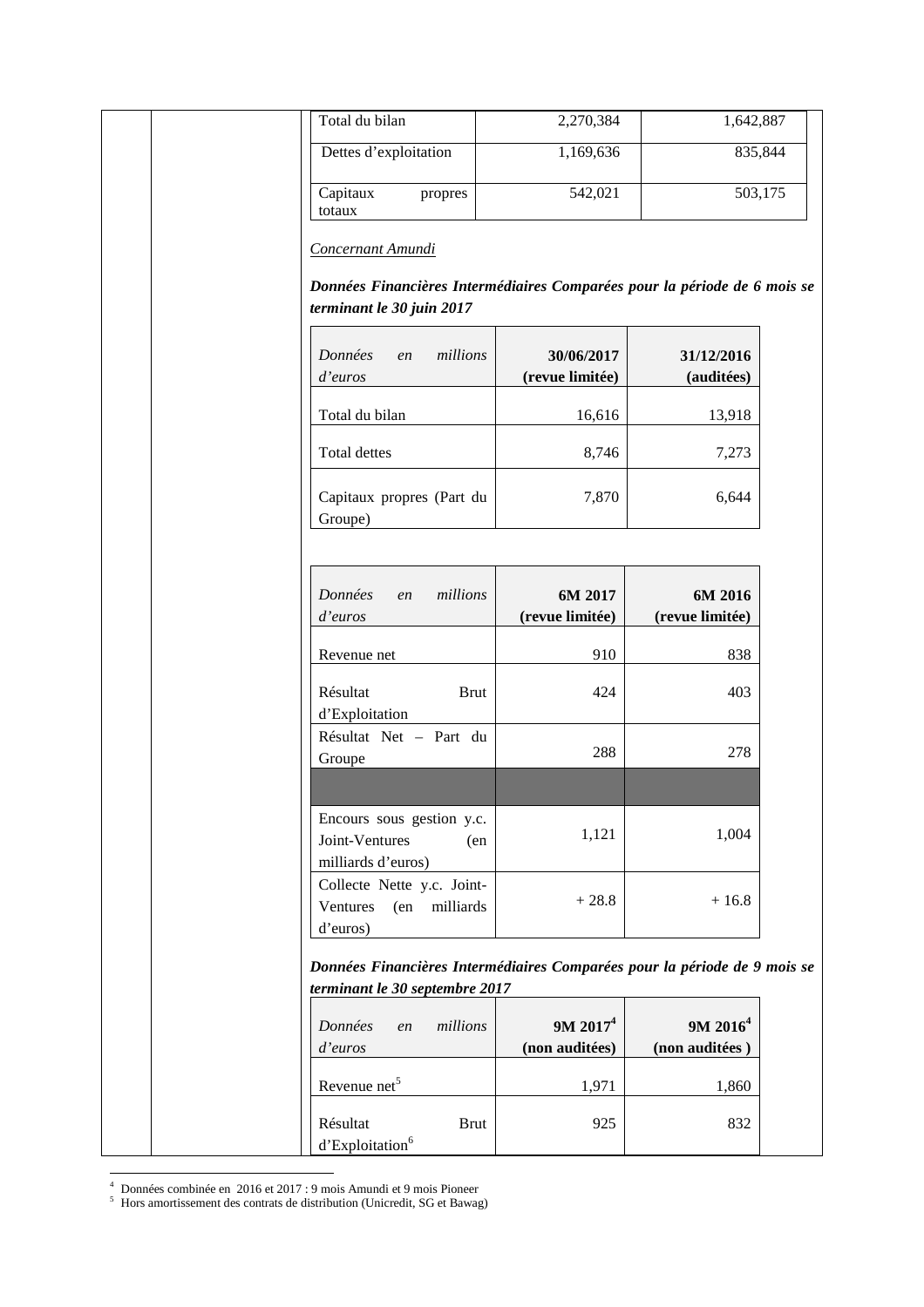| Total du bilan | 2,270,384 | 1,642,887 |
|---|---|---|
| Dettes d'exploitation | 1,169,636 | 835,844 |
| Capitaux propres totaux | 542,021 | 503,175 |

<u>Concernant Amundi</u>

***Données Financières Intermédiaires Comparées pour la période de 6 mois se terminant le 30 juin 2017***

| *Données en millions d'euros* | **30/06/2017 (revue limitée)** | **31/12/2016 (auditées)** |
|---|---|---|
| Total du bilan | 16,616 | 13,918 |
| Total dettes | 8,746 | 7,273 |
| Capitaux propres (Part du Groupe) | 7,870 | 6,644 |

| *Données en millions d'euros* | **6M 2017 (revue limitée)** | **6M 2016 (revue limitée)** |
|---|---|---|
| Revenue net | 910 | 838 |
| Résultat Brut d'Exploitation | 424 | 403 |
| Résultat Net – Part du Groupe | 288 | 278 |
| | | |
| Encours sous gestion y.c. Joint-Ventures (en milliards d'euros) | 1,121 | 1,004 |
| Collecte Nette y.c. Joint-Ventures (en milliards d'euros) | + 28.8 | + 16.8 |

***Données Financières Intermédiaires Comparées pour la période de 9 mois se terminant le 30 septembre 2017***

| *Données en millions d'euros* | **9M 2017[4] (non auditées)** | **9M 2016[4] (non auditées )** |
|---|---|---|
| Revenue net[5] | 1,971 | 1,860 |
| Résultat Brut d'Exploitation[6] | 925 | 832 |

[4] Données combinée en 2016 et 2017 : 9 mois Amundi et 9 mois Pioneer

[5] Hors amortissement des contrats de distribution (Unicredit, SG et Bawag)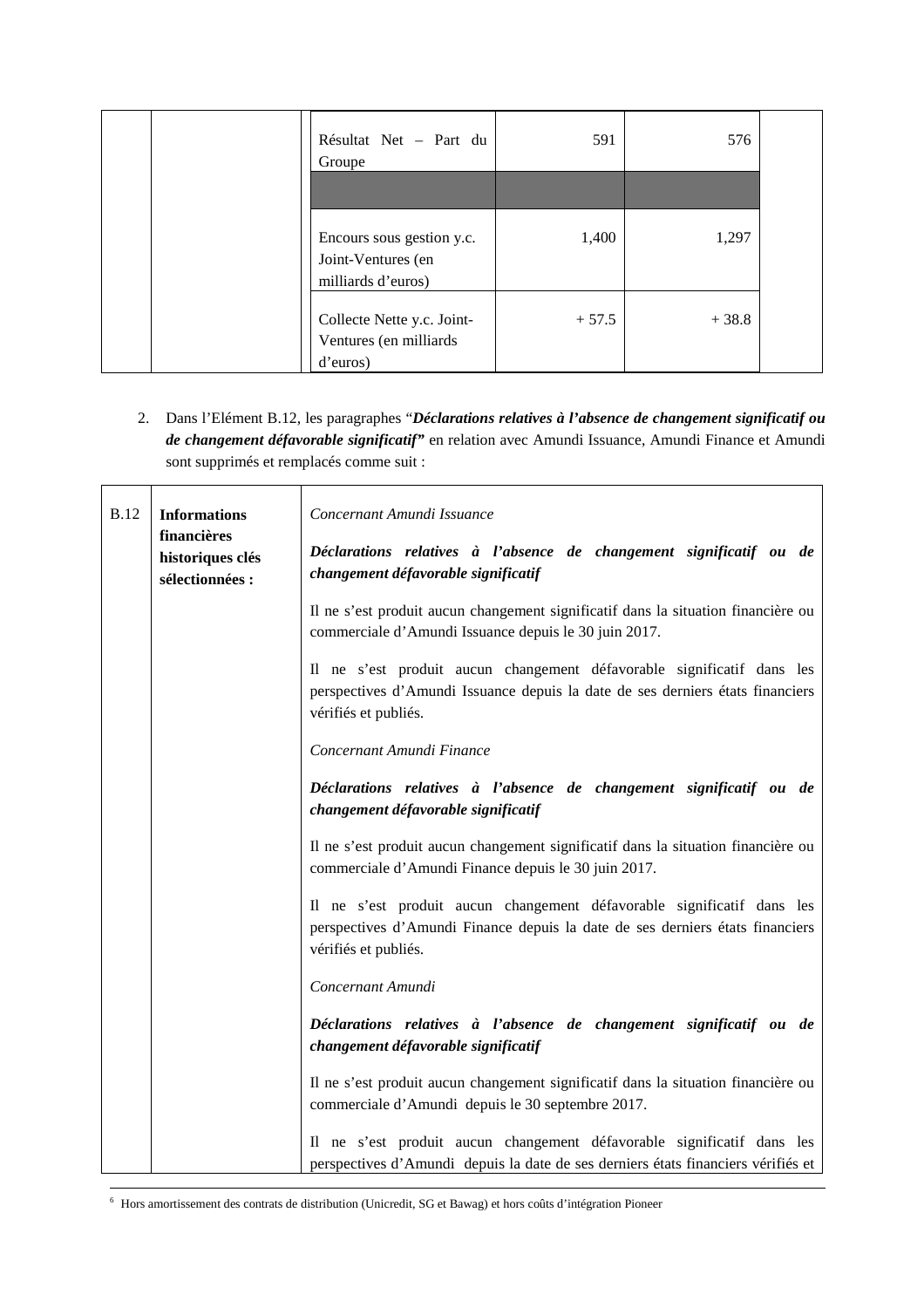| | | Résultat Net – Part du Groupe | 591 | 576 |
|---|---|---|---|---|
| | | | | |
| | | Encours sous gestion y.c. Joint-Ventures (en milliards d'euros) | 1,400 | 1,297 |
| | | Collecte Nette y.c. Joint-Ventures (en milliards d'euros) | + 57.5 | + 38.8 |

2. Dans l'Elément B.12, les paragraphes "***Déclarations relatives à l'absence de changement significatif ou de changement défavorable significatif***" en relation avec Amundi Issuance, Amundi Finance et Amundi sont supprimés et remplacés comme suit :

| B.12 | **Informations financières historiques clés sélectionnées :** | *Concernant Amundi Issuance*<br><br>***Déclarations relatives à l'absence de changement significatif ou de changement défavorable significatif***<br><br>Il ne s'est produit aucun changement significatif dans la situation financière ou commerciale d'Amundi Issuance depuis le 30 juin 2017.<br><br>Il ne s'est produit aucun changement défavorable significatif dans les perspectives d'Amundi Issuance depuis la date de ses derniers états financiers vérifiés et publiés.<br><br>*Concernant Amundi Finance*<br><br>***Déclarations relatives à l'absence de changement significatif ou de changement défavorable significatif***<br><br>Il ne s'est produit aucun changement significatif dans la situation financière ou commerciale d'Amundi Finance depuis le 30 juin 2017.<br><br>Il ne s'est produit aucun changement défavorable significatif dans les perspectives d'Amundi Finance depuis la date de ses derniers états financiers vérifiés et publiés.<br><br>*Concernant Amundi*<br><br>***Déclarations relatives à l'absence de changement significatif ou de changement défavorable significatif***<br><br>Il ne s'est produit aucun changement significatif dans la situation financière ou commerciale d'Amundi depuis le 30 septembre 2017.<br><br>Il ne s'est produit aucun changement défavorable significatif dans les perspectives d'Amundi depuis la date de ses derniers états financiers vérifiés et |
|---|---|---|

[6] Hors amortissement des contrats de distribution (Unicredit, SG et Bawag) et hors coûts d'intégration Pioneer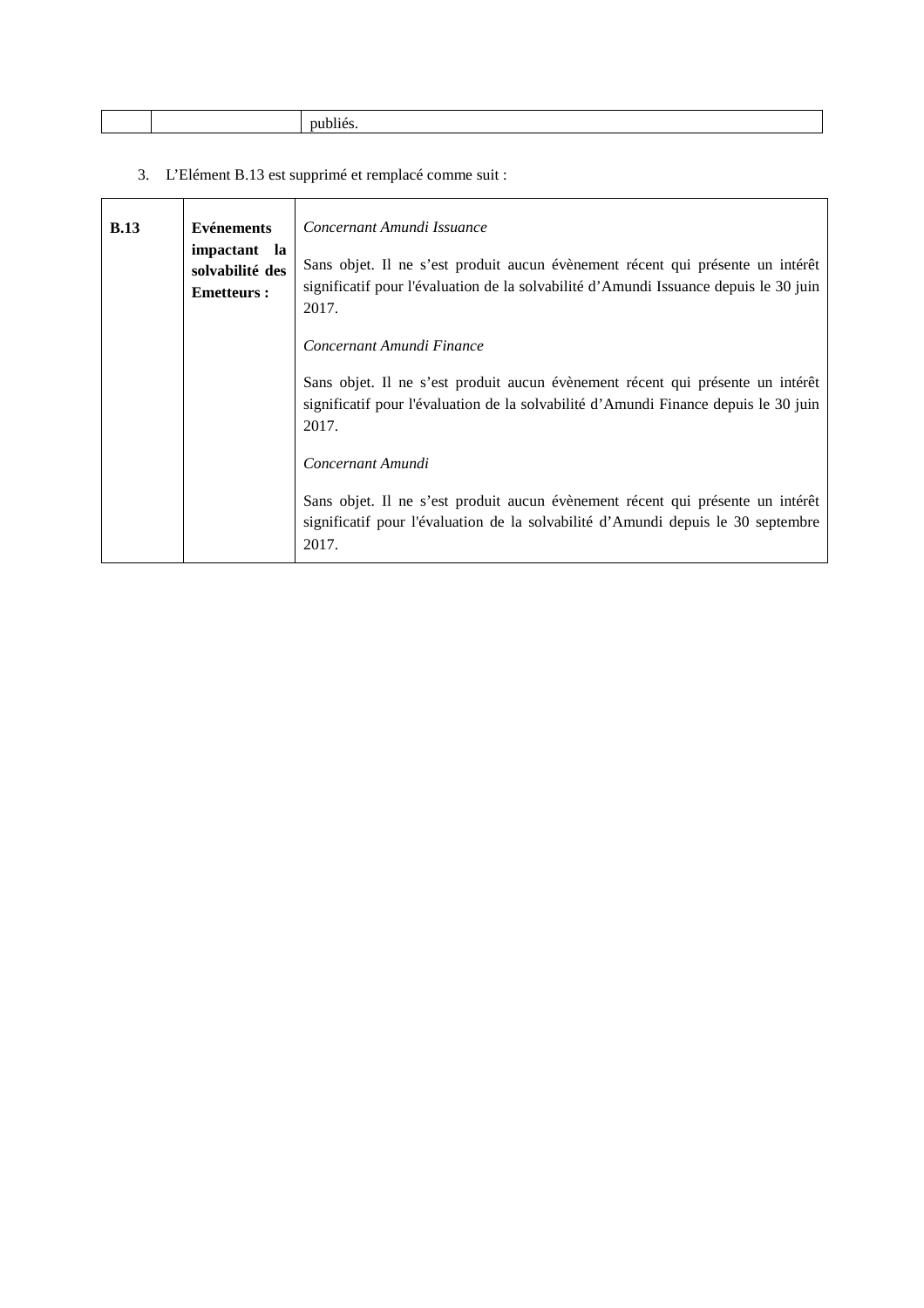| | | publiés. |
|---|---|---|

3. L'Elément B.13 est supprimé et remplacé comme suit :

| **B.13** | **Evénements impactant la solvabilité des Emetteurs :** | *Concernant Amundi Issuance*<br><br>Sans objet. Il ne s'est produit aucun évènement récent qui présente un intérêt significatif pour l'évaluation de la solvabilité d'Amundi Issuance depuis le 30 juin 2017.<br><br>*Concernant Amundi Finance*<br><br>Sans objet. Il ne s'est produit aucun évènement récent qui présente un intérêt significatif pour l'évaluation de la solvabilité d'Amundi Finance depuis le 30 juin 2017.<br><br>*Concernant Amundi*<br><br>Sans objet. Il ne s'est produit aucun évènement récent qui présente un intérêt significatif pour l'évaluation de la solvabilité d'Amundi depuis le 30 septembre 2017. |
|---|---|---|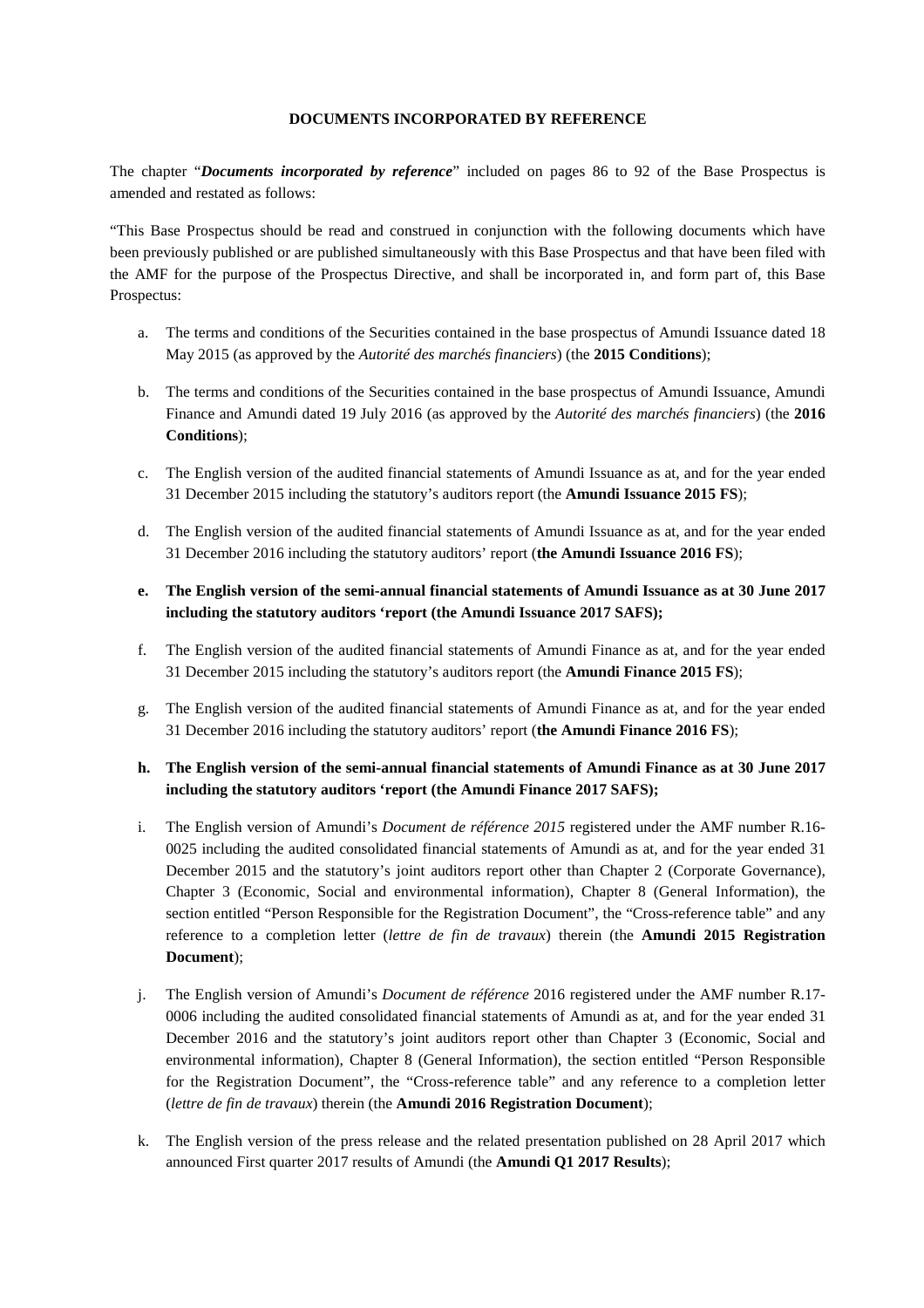**DOCUMENTS INCORPORATED BY REFERENCE**

The chapter "***Documents incorporated by reference***" included on pages 86 to 92 of the Base Prospectus is amended and restated as follows:

"This Base Prospectus should be read and construed in conjunction with the following documents which have been previously published or are published simultaneously with this Base Prospectus and that have been filed with the AMF for the purpose of the Prospectus Directive, and shall be incorporated in, and form part of, this Base Prospectus:

a. The terms and conditions of the Securities contained in the base prospectus of Amundi Issuance dated 18 May 2015 (as approved by the *Autorité des marchés financiers*) (the **2015 Conditions**);

b. The terms and conditions of the Securities contained in the base prospectus of Amundi Issuance, Amundi Finance and Amundi dated 19 July 2016 (as approved by the *Autorité des marchés financiers*) (the **2016 Conditions**);

c. The English version of the audited financial statements of Amundi Issuance as at, and for the year ended 31 December 2015 including the statutory's auditors report (the **Amundi Issuance 2015 FS**);

d. The English version of the audited financial statements of Amundi Issuance as at, and for the year ended 31 December 2016 including the statutory auditors' report (**the Amundi Issuance 2016 FS**);

**e. The English version of the semi-annual financial statements of Amundi Issuance as at 30 June 2017 including the statutory auditors 'report (the Amundi Issuance 2017 SAFS);**

f. The English version of the audited financial statements of Amundi Finance as at, and for the year ended 31 December 2015 including the statutory's auditors report (the **Amundi Finance 2015 FS**);

g. The English version of the audited financial statements of Amundi Finance as at, and for the year ended 31 December 2016 including the statutory auditors' report (**the Amundi Finance 2016 FS**);

**h. The English version of the semi-annual financial statements of Amundi Finance as at 30 June 2017 including the statutory auditors 'report (the Amundi Finance 2017 SAFS);**

i. The English version of Amundi's *Document de référence 2015* registered under the AMF number R.16-0025 including the audited consolidated financial statements of Amundi as at, and for the year ended 31 December 2015 and the statutory's joint auditors report other than Chapter 2 (Corporate Governance), Chapter 3 (Economic, Social and environmental information), Chapter 8 (General Information), the section entitled "Person Responsible for the Registration Document", the "Cross-reference table" and any reference to a completion letter (*lettre de fin de travaux*) therein (the **Amundi 2015 Registration Document**);

j. The English version of Amundi's *Document de référence* 2016 registered under the AMF number R.17-0006 including the audited consolidated financial statements of Amundi as at, and for the year ended 31 December 2016 and the statutory's joint auditors report other than Chapter 3 (Economic, Social and environmental information), Chapter 8 (General Information), the section entitled "Person Responsible for the Registration Document", the "Cross-reference table" and any reference to a completion letter (*lettre de fin de travaux*) therein (the **Amundi 2016 Registration Document**);

k. The English version of the press release and the related presentation published on 28 April 2017 which announced First quarter 2017 results of Amundi (the **Amundi Q1 2017 Results**);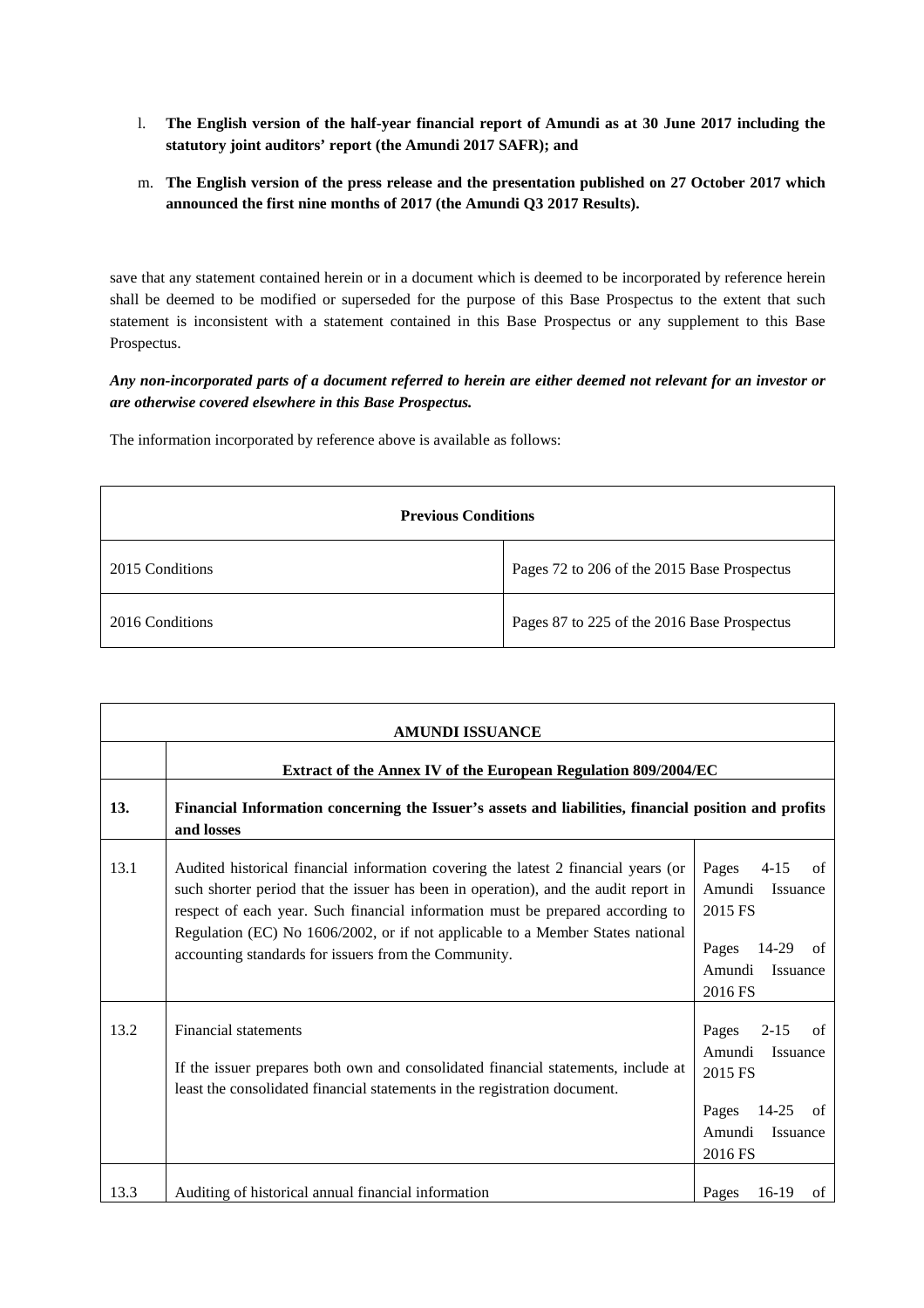l. **The English version of the half-year financial report of Amundi as at 30 June 2017 including the statutory joint auditors' report (the Amundi 2017 SAFR); and**

m. **The English version of the press release and the presentation published on 27 October 2017 which announced the first nine months of 2017 (the Amundi Q3 2017 Results).**

save that any statement contained herein or in a document which is deemed to be incorporated by reference herein shall be deemed to be modified or superseded for the purpose of this Base Prospectus to the extent that such statement is inconsistent with a statement contained in this Base Prospectus or any supplement to this Base Prospectus.

***Any non-incorporated parts of a document referred to herein are either deemed not relevant for an investor or are otherwise covered elsewhere in this Base Prospectus.***

The information incorporated by reference above is available as follows:

| **Previous Conditions** | |
|---|---|
| 2015 Conditions | Pages 72 to 206 of the 2015 Base Prospectus |
| 2016 Conditions | Pages 87 to 225 of the 2016 Base Prospectus |

| **AMUNDI ISSUANCE** | | |
|---|---|---|
| | **Extract of the Annex IV of the European Regulation 809/2004/EC** | |
| **13.** | **Financial Information concerning the Issuer's assets and liabilities, financial position and profits and losses** | |
| 13.1 | Audited historical financial information covering the latest 2 financial years (or such shorter period that the issuer has been in operation), and the audit report in respect of each year. Such financial information must be prepared according to Regulation (EC) No 1606/2002, or if not applicable to a Member States national accounting standards for issuers from the Community. | Pages 4-15 of Amundi Issuance 2015 FS<br><br>Pages 14-29 of Amundi Issuance 2016 FS |
| 13.2 | Financial statements<br><br>If the issuer prepares both own and consolidated financial statements, include at least the consolidated financial statements in the registration document. | Pages 2-15 of Amundi Issuance 2015 FS<br><br>Pages 14-25 of Amundi Issuance 2016 FS |
| 13.3 | Auditing of historical annual financial information | Pages 16-19 of |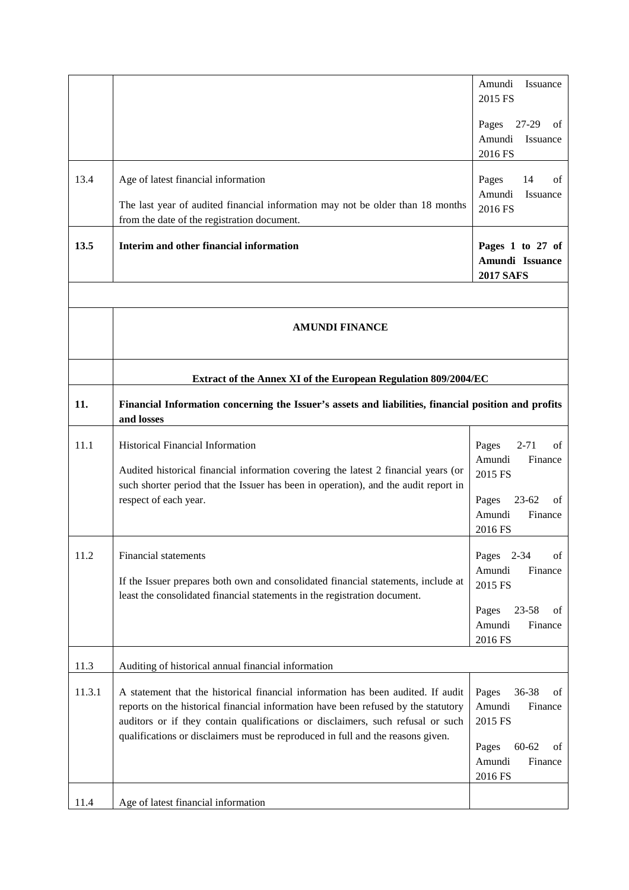| | | |
|---|---|---|
| | | Amundi Issuance 2015 FS<br><br>Pages 27-29 of Amundi Issuance 2016 FS |
| 13.4 | Age of latest financial information<br><br>The last year of audited financial information may not be older than 18 months from the date of the registration document. | Pages 14 of Amundi Issuance 2016 FS |
| **13.5** | **Interim and other financial information** | **Pages 1 to 27 of Amundi Issuance 2017 SAFS** |
| | | |
| | **AMUNDI FINANCE** | |
| | **Extract of the Annex XI of the European Regulation 809/2004/EC** | |
| **11.** | **Financial Information concerning the Issuer's assets and liabilities, financial position and profits and losses** | |
| 11.1 | Historical Financial Information<br><br>Audited historical financial information covering the latest 2 financial years (or such shorter period that the Issuer has been in operation), and the audit report in respect of each year. | Pages 2-71 of Amundi Finance 2015 FS<br><br>Pages 23-62 of Amundi Finance 2016 FS |
| 11.2 | Financial statements<br><br>If the Issuer prepares both own and consolidated financial statements, include at least the consolidated financial statements in the registration document. | Pages 2-34 of Amundi Finance 2015 FS<br><br>Pages 23-58 of Amundi Finance 2016 FS |
| 11.3 | Auditing of historical annual financial information | |
| 11.3.1 | A statement that the historical financial information has been audited. If audit reports on the historical financial information have been refused by the statutory auditors or if they contain qualifications or disclaimers, such refusal or such qualifications or disclaimers must be reproduced in full and the reasons given. | Pages 36-38 of Amundi Finance 2015 FS<br><br>Pages 60-62 of Amundi Finance 2016 FS |
| 11.4 | Age of latest financial information | |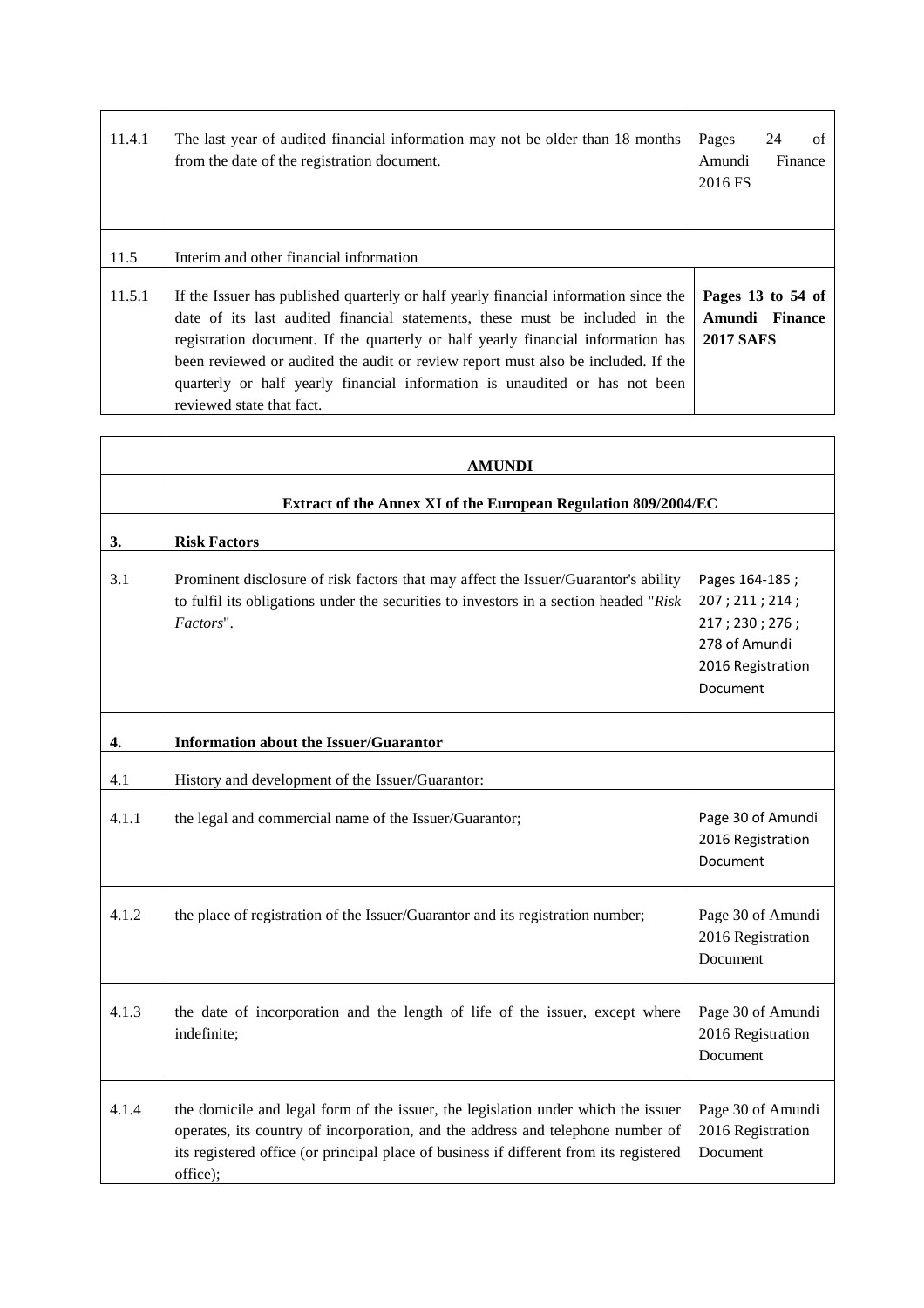| | | |
|---|---|---|
| 11.4.1 | The last year of audited financial information may not be older than 18 months from the date of the registration document. | Pages 24 of Amundi Finance 2016 FS |
| 11.5 | Interim and other financial information | |
| 11.5.1 | If the Issuer has published quarterly or half yearly financial information since the date of its last audited financial statements, these must be included in the registration document. If the quarterly or half yearly financial information has been reviewed or audited the audit or review report must also be included. If the quarterly or half yearly financial information is unaudited or has not been reviewed state that fact. | **Pages 13 to 54 of Amundi Finance 2017 SAFS** |

| | | |
|---|---|---|
| | **AMUNDI** | |
| | **Extract of the Annex XI of the European Regulation 809/2004/EC** | |
| **3.** | **Risk Factors** | |
| 3.1 | Prominent disclosure of risk factors that may affect the Issuer/Guarantor's ability to fulfil its obligations under the securities to investors in a section headed "*Risk Factors*". | Pages 164-185 ; 207 ; 211 ; 214 ; 217 ; 230 ; 276 ; 278 of Amundi 2016 Registration Document |
| **4.** | **Information about the Issuer/Guarantor** | |
| 4.1 | History and development of the Issuer/Guarantor: | |
| 4.1.1 | the legal and commercial name of the Issuer/Guarantor; | Page 30 of Amundi 2016 Registration Document |
| 4.1.2 | the place of registration of the Issuer/Guarantor and its registration number; | Page 30 of Amundi 2016 Registration Document |
| 4.1.3 | the date of incorporation and the length of life of the issuer, except where indefinite; | Page 30 of Amundi 2016 Registration Document |
| 4.1.4 | the domicile and legal form of the issuer, the legislation under which the issuer operates, its country of incorporation, and the address and telephone number of its registered office (or principal place of business if different from its registered office); | Page 30 of Amundi 2016 Registration Document |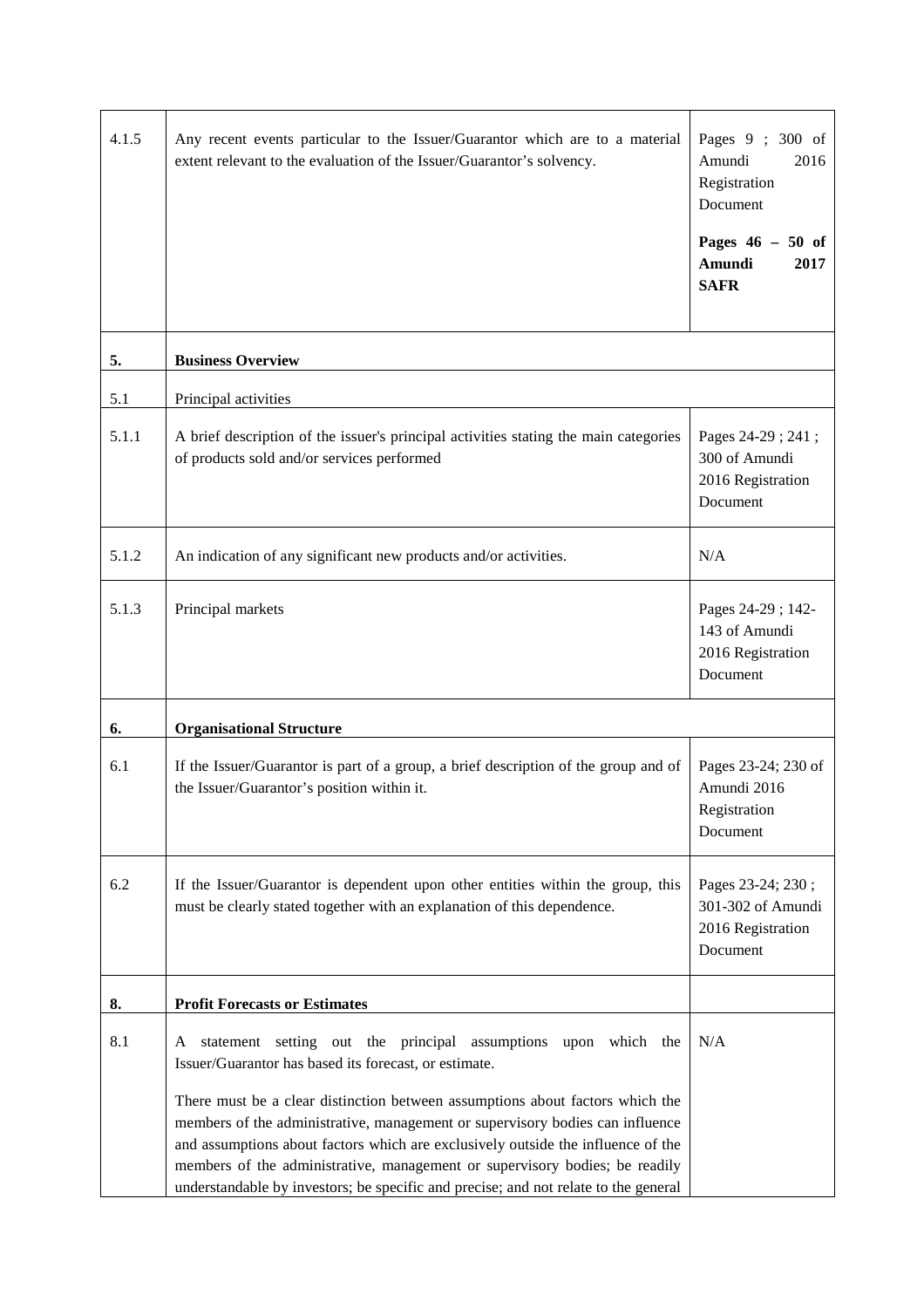| | | |
|---|---|---|
| 4.1.5 | Any recent events particular to the Issuer/Guarantor which are to a material extent relevant to the evaluation of the Issuer/Guarantor's solvency. | Pages 9 ; 300 of Amundi 2016 Registration Document<br><br>**Pages 46 – 50 of Amundi 2017 SAFR** |
| **5.** | **Business Overview** | |
| 5.1 | Principal activities | |
| 5.1.1 | A brief description of the issuer's principal activities stating the main categories of products sold and/or services performed | Pages 24-29 ; 241 ; 300 of Amundi 2016 Registration Document |
| 5.1.2 | An indication of any significant new products and/or activities. | N/A |
| 5.1.3 | Principal markets | Pages 24-29 ; 142-143 of Amundi 2016 Registration Document |
| **6.** | **Organisational Structure** | |
| 6.1 | If the Issuer/Guarantor is part of a group, a brief description of the group and of the Issuer/Guarantor's position within it. | Pages 23-24; 230 of Amundi 2016 Registration Document |
| 6.2 | If the Issuer/Guarantor is dependent upon other entities within the group, this must be clearly stated together with an explanation of this dependence. | Pages 23-24; 230 ; 301-302 of Amundi 2016 Registration Document |
| **8.** | **Profit Forecasts or Estimates** | |
| 8.1 | A statement setting out the principal assumptions upon which the Issuer/Guarantor has based its forecast, or estimate.<br><br>There must be a clear distinction between assumptions about factors which the members of the administrative, management or supervisory bodies can influence and assumptions about factors which are exclusively outside the influence of the members of the administrative, management or supervisory bodies; be readily understandable by investors; be specific and precise; and not relate to the general | N/A |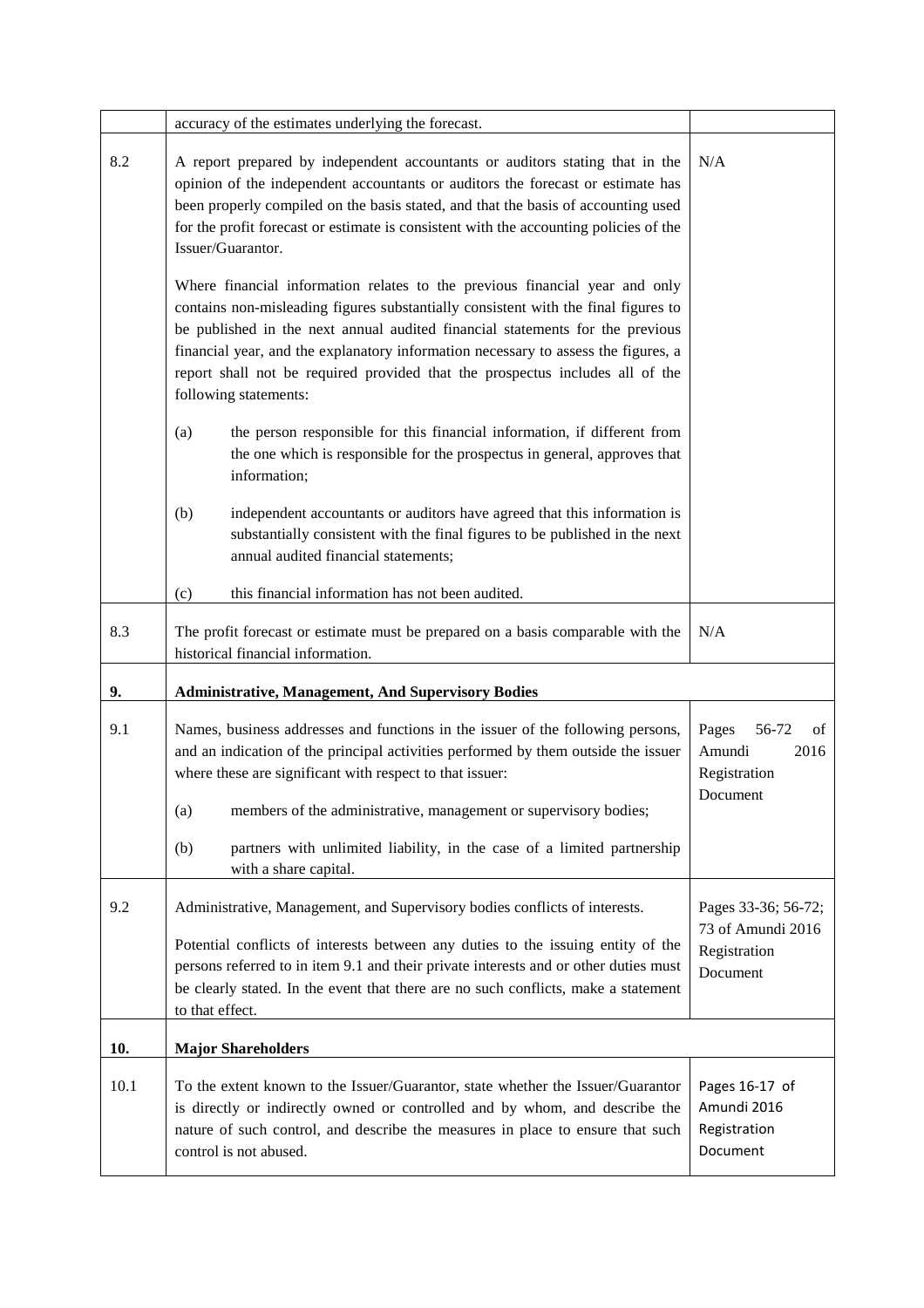|  |  |  |
|---|---|---|
|  | accuracy of the estimates underlying the forecast. |  |
| 8.2 | A report prepared by independent accountants or auditors stating that in the opinion of the independent accountants or auditors the forecast or estimate has been properly compiled on the basis stated, and that the basis of accounting used for the profit forecast or estimate is consistent with the accounting policies of the Issuer/Guarantor.<br><br>Where financial information relates to the previous financial year and only contains non-misleading figures substantially consistent with the final figures to be published in the next annual audited financial statements for the previous financial year, and the explanatory information necessary to assess the figures, a report shall not be required provided that the prospectus includes all of the following statements:<br><br>(a) the person responsible for this financial information, if different from the one which is responsible for the prospectus in general, approves that information;<br><br>(b) independent accountants or auditors have agreed that this information is substantially consistent with the final figures to be published in the next annual audited financial statements;<br><br>(c) this financial information has not been audited. | N/A |
| 8.3 | The profit forecast or estimate must be prepared on a basis comparable with the historical financial information. | N/A |
| **9.** | **Administrative, Management, And Supervisory Bodies** |  |
| 9.1 | Names, business addresses and functions in the issuer of the following persons, and an indication of the principal activities performed by them outside the issuer where these are significant with respect to that issuer:<br><br>(a) members of the administrative, management or supervisory bodies;<br><br>(b) partners with unlimited liability, in the case of a limited partnership with a share capital. | Pages 56-72 of Amundi 2016 Registration Document |
| 9.2 | Administrative, Management, and Supervisory bodies conflicts of interests.<br><br>Potential conflicts of interests between any duties to the issuing entity of the persons referred to in item 9.1 and their private interests and or other duties must be clearly stated. In the event that there are no such conflicts, make a statement to that effect. | Pages 33-36; 56-72; 73 of Amundi 2016 Registration Document |
| **10.** | **Major Shareholders** |  |
| 10.1 | To the extent known to the Issuer/Guarantor, state whether the Issuer/Guarantor is directly or indirectly owned or controlled and by whom, and describe the nature of such control, and describe the measures in place to ensure that such control is not abused. | Pages 16-17 of Amundi 2016 Registration Document |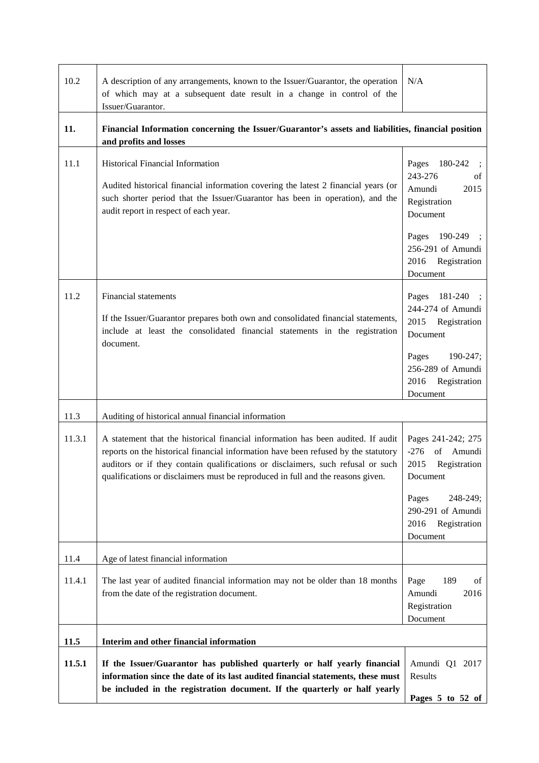| | | |
|---|---|---|
| 10.2 | A description of any arrangements, known to the Issuer/Guarantor, the operation of which may at a subsequent date result in a change in control of the Issuer/Guarantor. | N/A |
| **11.** | **Financial Information concerning the Issuer/Guarantor's assets and liabilities, financial position and profits and losses** | |
| 11.1 | Historical Financial Information<br><br>Audited historical financial information covering the latest 2 financial years (or such shorter period that the Issuer/Guarantor has been in operation), and the audit report in respect of each year. | Pages 180-242 ; 243-276 of Amundi 2015 Registration Document<br><br>Pages 190-249 ; 256-291 of Amundi 2016 Registration Document |
| 11.2 | Financial statements<br><br>If the Issuer/Guarantor prepares both own and consolidated financial statements, include at least the consolidated financial statements in the registration document. | Pages 181-240 ; 244-274 of Amundi 2015 Registration Document<br><br>Pages 190-247; 256-289 of Amundi 2016 Registration Document |
| 11.3 | Auditing of historical annual financial information | |
| 11.3.1 | A statement that the historical financial information has been audited. If audit reports on the historical financial information have been refused by the statutory auditors or if they contain qualifications or disclaimers, such refusal or such qualifications or disclaimers must be reproduced in full and the reasons given. | Pages 241-242; 275 -276 of Amundi 2015 Registration Document<br><br>Pages 248-249; 290-291 of Amundi 2016 Registration Document |
| 11.4 | Age of latest financial information | |
| 11.4.1 | The last year of audited financial information may not be older than 18 months from the date of the registration document. | Page 189 of Amundi 2016 Registration Document |
| **11.5** | **Interim and other financial information** | |
| **11.5.1** | **If the Issuer/Guarantor has published quarterly or half yearly financial information since the date of its last audited financial statements, these must be included in the registration document. If the quarterly or half yearly** | Amundi Q1 2017 Results<br><br>**Pages 5 to 52 of** |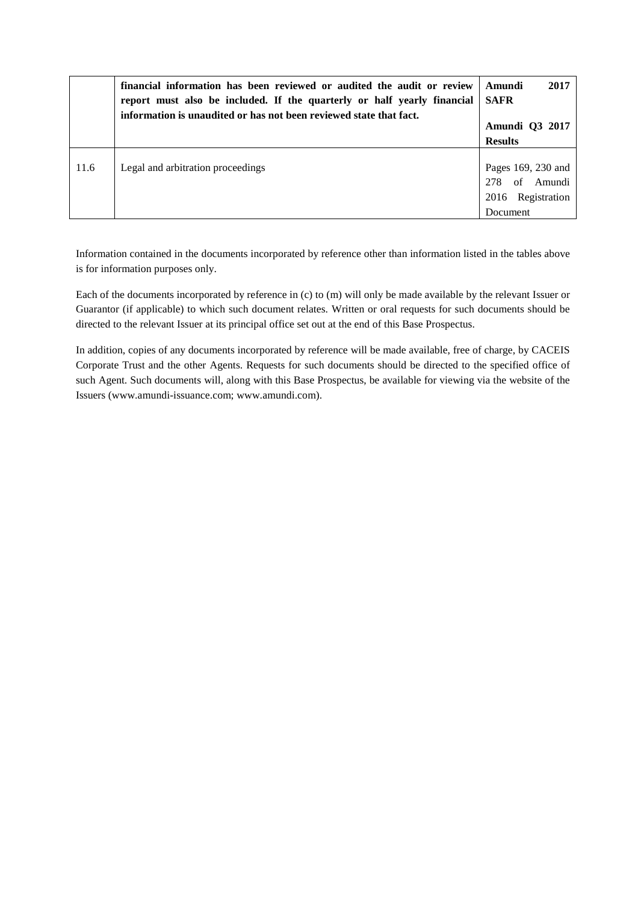|  |  |  |
| --- | --- | --- |
|  | **financial information has been reviewed or audited the audit or review report must also be included. If the quarterly or half yearly financial information is unaudited or has not been reviewed state that fact.** | **Amundi 2017 SAFR**<br><br>**Amundi Q3 2017 Results** |
| 11.6 | Legal and arbitration proceedings | Pages 169, 230 and 278 of Amundi 2016 Registration Document |

Information contained in the documents incorporated by reference other than information listed in the tables above is for information purposes only.

Each of the documents incorporated by reference in (c) to (m) will only be made available by the relevant Issuer or Guarantor (if applicable) to which such document relates. Written or oral requests for such documents should be directed to the relevant Issuer at its principal office set out at the end of this Base Prospectus.

In addition, copies of any documents incorporated by reference will be made available, free of charge, by CACEIS Corporate Trust and the other Agents. Requests for such documents should be directed to the specified office of such Agent. Such documents will, along with this Base Prospectus, be available for viewing via the website of the Issuers (www.amundi-issuance.com; www.amundi.com).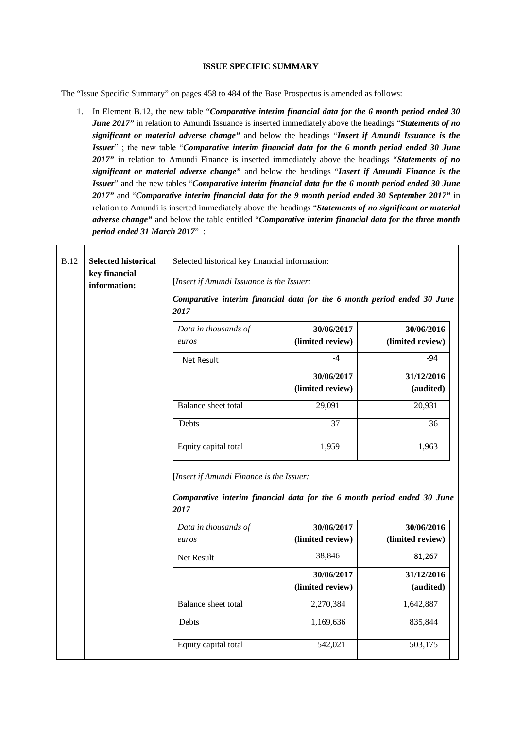**ISSUE SPECIFIC SUMMARY**

The "Issue Specific Summary" on pages 458 to 484 of the Base Prospectus is amended as follows:

1. In Element B.12, the new table "***Comparative interim financial data for the 6 month period ended 30 June 2017***" in relation to Amundi Issuance is inserted immediately above the headings "***Statements of no significant or material adverse change***" and below the headings "***Insert if Amundi Issuance is the Issuer***" ; the new table "***Comparative interim financial data for the 6 month period ended 30 June 2017***" in relation to Amundi Finance is inserted immediately above the headings "***Statements of no significant or material adverse change***" and below the headings "***Insert if Amundi Finance is the Issuer***" and the new tables "***Comparative interim financial data for the 6 month period ended 30 June 2017***" and "***Comparative interim financial data for the 9 month period ended 30 September 2017***" in relation to Amundi is inserted immediately above the headings "***Statements of no significant or material adverse change***" and below the table entitled "***Comparative interim financial data for the three month period ended 31 March 2017***" :

| B.12 | **Selected historical key financial information:** | Selected historical key financial information: |
|---|---|---|

[*Insert if Amundi Issuance is the Issuer:*

***Comparative interim financial data for the 6 month period ended 30 June 2017***

| *Data in thousands of euros* | **30/06/2017 (limited review)** | **30/06/2016 (limited review)** |
|---|---|---|
| Net Result | -4 | -94 |
| | **30/06/2017 (limited review)** | **31/12/2016 (audited)** |
| Balance sheet total | 29,091 | 20,931 |
| Debts | 37 | 36 |
| Equity capital total | 1,959 | 1,963 |

[*Insert if Amundi Finance is the Issuer:*

***Comparative interim financial data for the 6 month period ended 30 June 2017***

| *Data in thousands of euros* | **30/06/2017 (limited review)** | **30/06/2016 (limited review)** |
|---|---|---|
| Net Result | 38,846 | 81,267 |
| | **30/06/2017 (limited review)** | **31/12/2016 (audited)** |
| Balance sheet total | 2,270,384 | 1,642,887 |
| Debts | 1,169,636 | 835,844 |
| Equity capital total | 542,021 | 503,175 |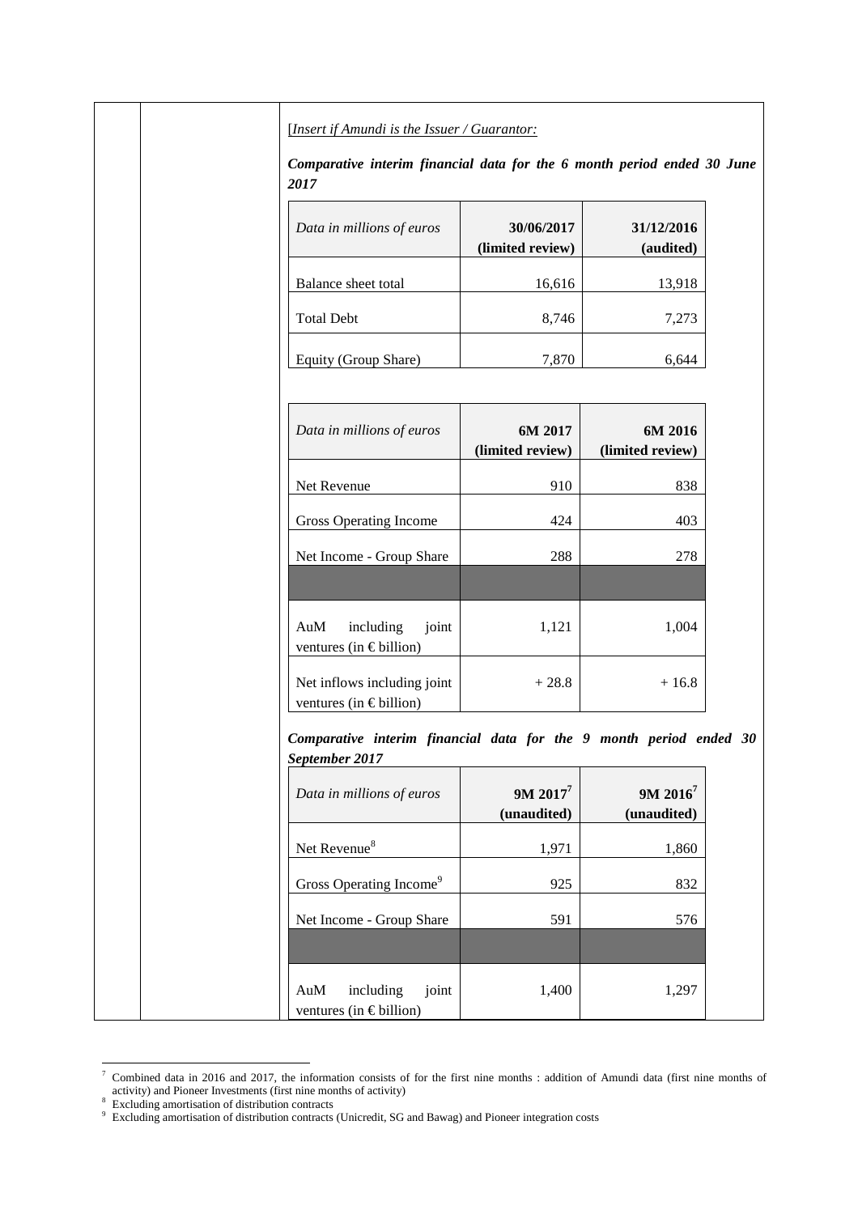[*Insert if Amundi is the Issuer / Guarantor:*

***Comparative interim financial data for the 6 month period ended 30 June 2017***

| *Data in millions of euros* | **30/06/2017 (limited review)** | **31/12/2016 (audited)** |
|---|---|---|
| Balance sheet total | 16,616 | 13,918 |
| Total Debt | 8,746 | 7,273 |
| Equity (Group Share) | 7,870 | 6,644 |

| *Data in millions of euros* | **6M 2017 (limited review)** | **6M 2016 (limited review)** |
|---|---|---|
| Net Revenue | 910 | 838 |
| Gross Operating Income | 424 | 403 |
| Net Income - Group Share | 288 | 278 |
| | | |
| AuM including joint ventures (in € billion) | 1,121 | 1,004 |
| Net inflows including joint ventures (in € billion) | + 28.8 | + 16.8 |

***Comparative interim financial data for the 9 month period ended 30 September 2017***

| *Data in millions of euros* | **9M 2017[7] (unaudited)** | **9M 2016[7] (unaudited)** |
|---|---|---|
| Net Revenue[8] | 1,971 | 1,860 |
| Gross Operating Income[9] | 925 | 832 |
| Net Income - Group Share | 591 | 576 |
| | | |
| AuM including joint ventures (in € billion) | 1,400 | 1,297 |

---

[7] Combined data in 2016 and 2017, the information consists of for the first nine months : addition of Amundi data (first nine months of activity) and Pioneer Investments (first nine months of activity)

[8] Excluding amortisation of distribution contracts

[9] Excluding amortisation of distribution contracts (Unicredit, SG and Bawag) and Pioneer integration costs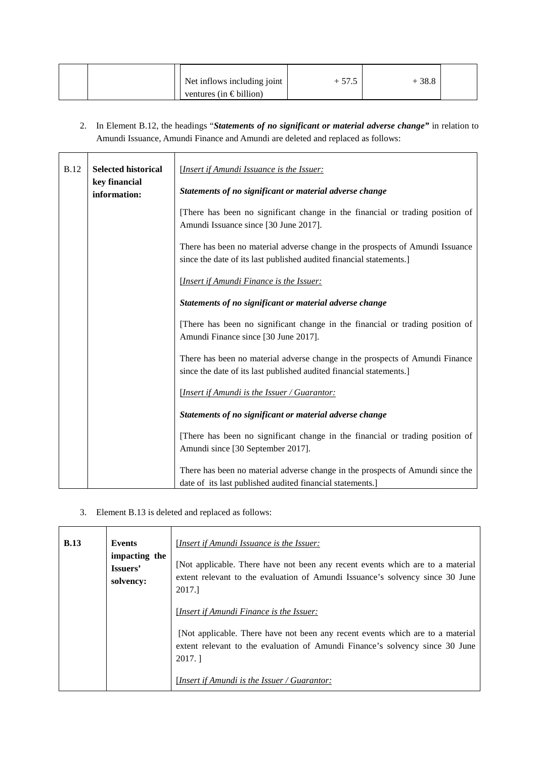| | | Net inflows including joint ventures (in € billion) | + 57.5 | + 38.8 | |
|---|---|---|---|---|---|

2. In Element B.12, the headings "***Statements of no significant or material adverse change***" in relation to Amundi Issuance, Amundi Finance and Amundi are deleted and replaced as follows:

| B.12 | **Selected historical key financial information:** | [*Insert if Amundi Issuance is the Issuer:*<br><br>***Statements of no significant or material adverse change***<br><br>[There has been no significant change in the financial or trading position of Amundi Issuance since [30 June 2017].<br><br>There has been no material adverse change in the prospects of Amundi Issuance since the date of its last published audited financial statements.]<br><br>[*Insert if Amundi Finance is the Issuer:*<br><br>***Statements of no significant or material adverse change***<br><br>[There has been no significant change in the financial or trading position of Amundi Finance since [30 June 2017].<br><br>There has been no material adverse change in the prospects of Amundi Finance since the date of its last published audited financial statements.]<br><br>[*Insert if Amundi is the Issuer / Guarantor:*<br><br>***Statements of no significant or material adverse change***<br><br>[There has been no significant change in the financial or trading position of Amundi since [30 September 2017].<br><br>There has been no material adverse change in the prospects of Amundi since the date of its last published audited financial statements.] |
|---|---|---|

3. Element B.13 is deleted and replaced as follows:

| **B.13** | **Events impacting the Issuers' solvency:** | [*Insert if Amundi Issuance is the Issuer:*<br><br>[Not applicable. There have not been any recent events which are to a material extent relevant to the evaluation of Amundi Issuance's solvency since 30 June 2017.]<br><br>[*Insert if Amundi Finance is the Issuer:*<br><br>[Not applicable. There have not been any recent events which are to a material extent relevant to the evaluation of Amundi Finance's solvency since 30 June 2017. ]<br><br>[*Insert if Amundi is the Issuer / Guarantor:* |
|---|---|---|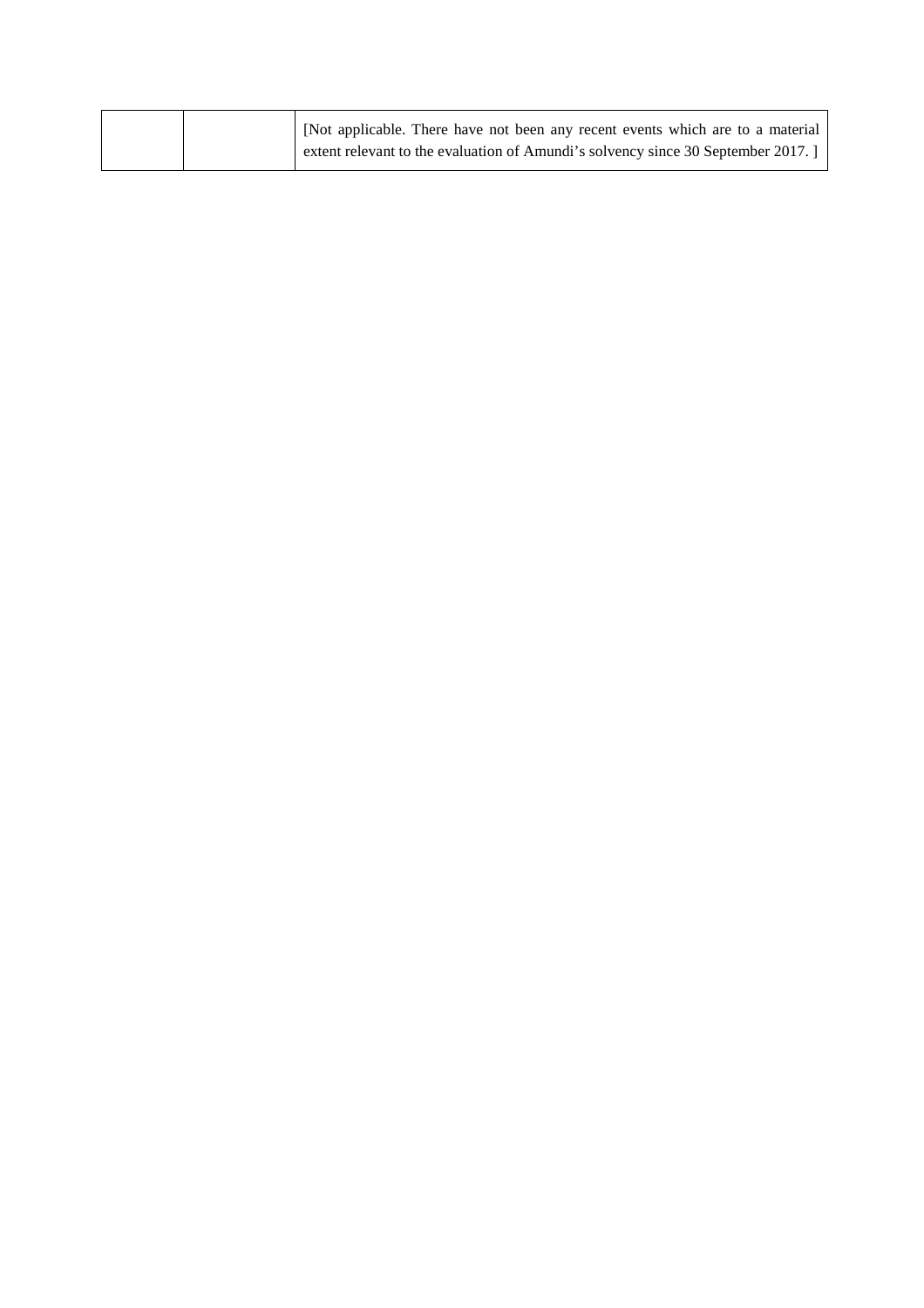|  |  | [Not applicable. There have not been any recent events which are to a material extent relevant to the evaluation of Amundi's solvency since 30 September 2017. ] |
| --- | --- | --- |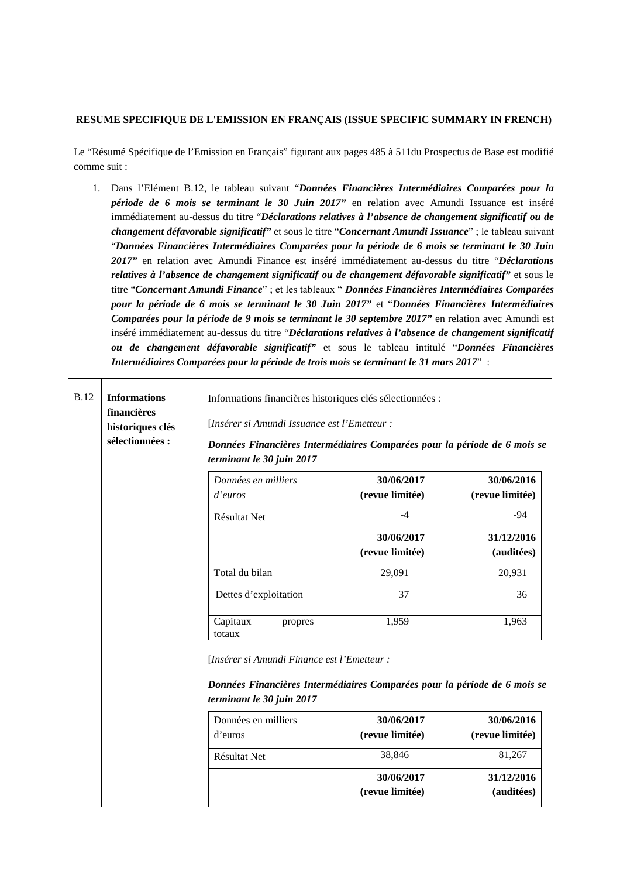**RESUME SPECIFIQUE DE L'EMISSION EN FRANÇAIS (ISSUE SPECIFIC SUMMARY IN FRENCH)**

Le "Résumé Spécifique de l'Emission en Français" figurant aux pages 485 à 511du Prospectus de Base est modifié comme suit :

1. Dans l'Elément B.12, le tableau suivant "***Données Financières Intermédiaires Comparées pour la période de 6 mois se terminant le 30 Juin 2017"*** en relation avec Amundi Issuance est inséré immédiatement au-dessus du titre "***Déclarations relatives à l'absence de changement significatif ou de changement défavorable significatif"*** et sous le titre "***Concernant Amundi Issuance***" ; le tableau suivant "***Données Financières Intermédiaires Comparées pour la période de 6 mois se terminant le 30 Juin 2017"*** en relation avec Amundi Finance est inséré immédiatement au-dessus du titre "***Déclarations relatives à l'absence de changement significatif ou de changement défavorable significatif"*** et sous le titre "***Concernant Amundi Finance***" ; et les tableaux " ***Données Financières Intermédiaires Comparées pour la période de 6 mois se terminant le 30 Juin 2017"*** et "***Données Financières Intermédiaires Comparées pour la période de 9 mois se terminant le 30 septembre 2017"*** en relation avec Amundi est inséré immédiatement au-dessus du titre "***Déclarations relatives à l'absence de changement significatif ou de changement défavorable significatif"*** et sous le tableau intitulé "***Données Financières Intermédiaires Comparées pour la période de trois mois se terminant le 31 mars 2017***" :

| B.12 | **Informations financières historiques clés sélectionnées :** | Informations financières historiques clés sélectionnées :<br><br>[<u>*Insérer si Amundi Issuance est l'Emetteur :*</u><br><br>***Données Financières Intermédiaires Comparées pour la période de 6 mois se terminant le 30 juin 2017*** |
|---|---|---|

| *Données en milliers d'euros* | **30/06/2017 (revue limitée)** | **30/06/2016 (revue limitée)** |
|---|---|---|
| Résultat Net | -4 | -94 |
| | **30/06/2017 (revue limitée)** | **31/12/2016 (auditées)** |
| Total du bilan | 29,091 | 20,931 |
| Dettes d'exploitation | 37 | 36 |
| Capitaux propres totaux | 1,959 | 1,963 |

[<u>*Insérer si Amundi Finance est l'Emetteur :*</u>

***Données Financières Intermédiaires Comparées pour la période de 6 mois se terminant le 30 juin 2017***

| Données en milliers d'euros | **30/06/2017 (revue limitée)** | **30/06/2016 (revue limitée)** |
|---|---|---|
| Résultat Net | 38,846 | 81,267 |
| | **30/06/2017 (revue limitée)** | **31/12/2016 (auditées)** |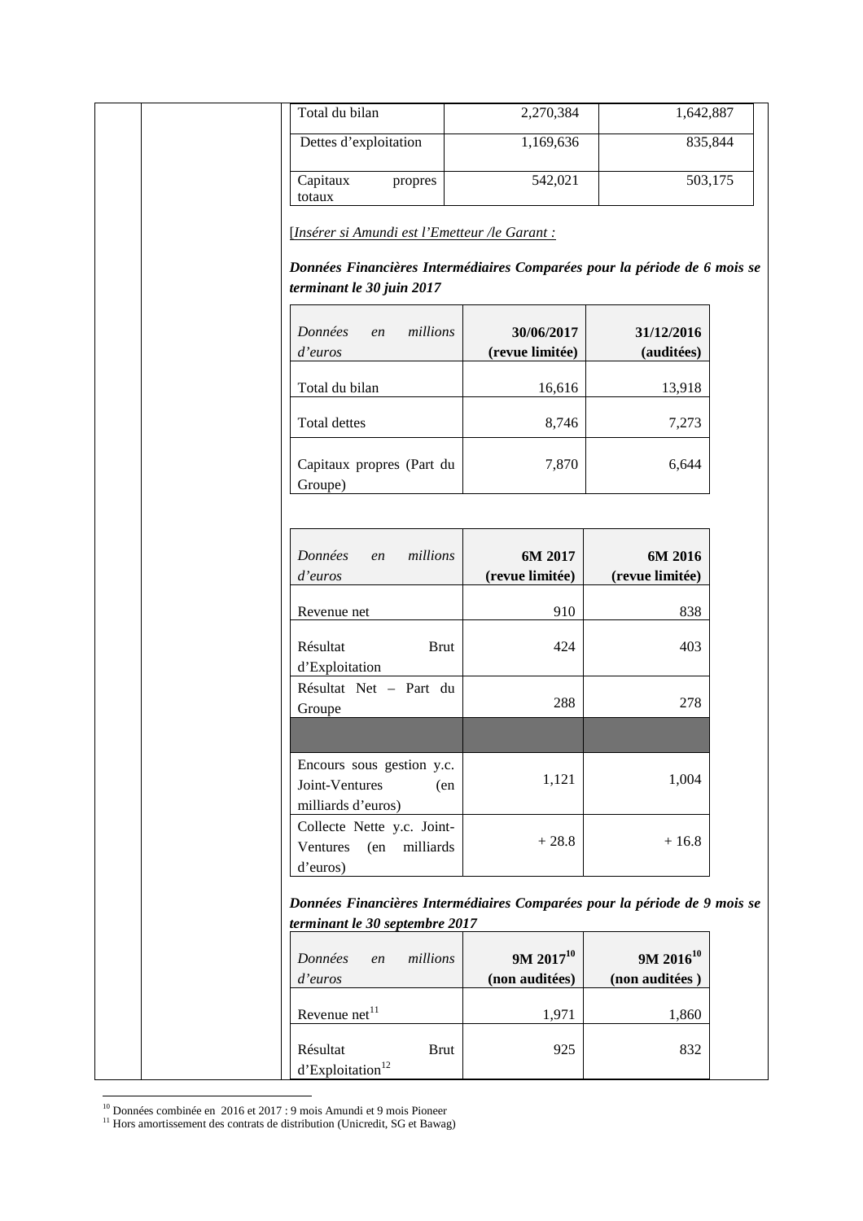| Total du bilan | 2,270,384 | 1,642,887 |
|---|---|---|
| Dettes d'exploitation | 1,169,636 | 835,844 |
| Capitaux propres totaux | 542,021 | 503,175 |

[*Insérer si Amundi est l'Emetteur /le Garant :*

***Données Financières Intermédiaires Comparées pour la période de 6 mois se terminant le 30 juin 2017***

| *Données en millions d'euros* | **30/06/2017 (revue limitée)** | **31/12/2016 (auditées)** |
|---|---|---|
| Total du bilan | 16,616 | 13,918 |
| Total dettes | 8,746 | 7,273 |
| Capitaux propres (Part du Groupe) | 7,870 | 6,644 |

| *Données en millions d'euros* | **6M 2017 (revue limitée)** | **6M 2016 (revue limitée)** |
|---|---|---|
| Revenue net | 910 | 838 |
| Résultat Brut d'Exploitation | 424 | 403 |
| Résultat Net – Part du Groupe | 288 | 278 |
| | | |
| Encours sous gestion y.c. Joint-Ventures (en milliards d'euros) | 1,121 | 1,004 |
| Collecte Nette y.c. Joint-Ventures (en milliards d'euros) | + 28.8 | + 16.8 |

***Données Financières Intermédiaires Comparées pour la période de 9 mois se terminant le 30 septembre 2017***

| *Données en millions d'euros* | **9M 2017[10] (non auditées)** | **9M 2016[10] (non auditées )** |
|---|---|---|
| Revenue net[11] | 1,971 | 1,860 |
| Résultat Brut d'Exploitation[12] | 925 | 832 |

[10] Données combinée en 2016 et 2017 : 9 mois Amundi et 9 mois Pioneer
[11] Hors amortissement des contrats de distribution (Unicredit, SG et Bawag)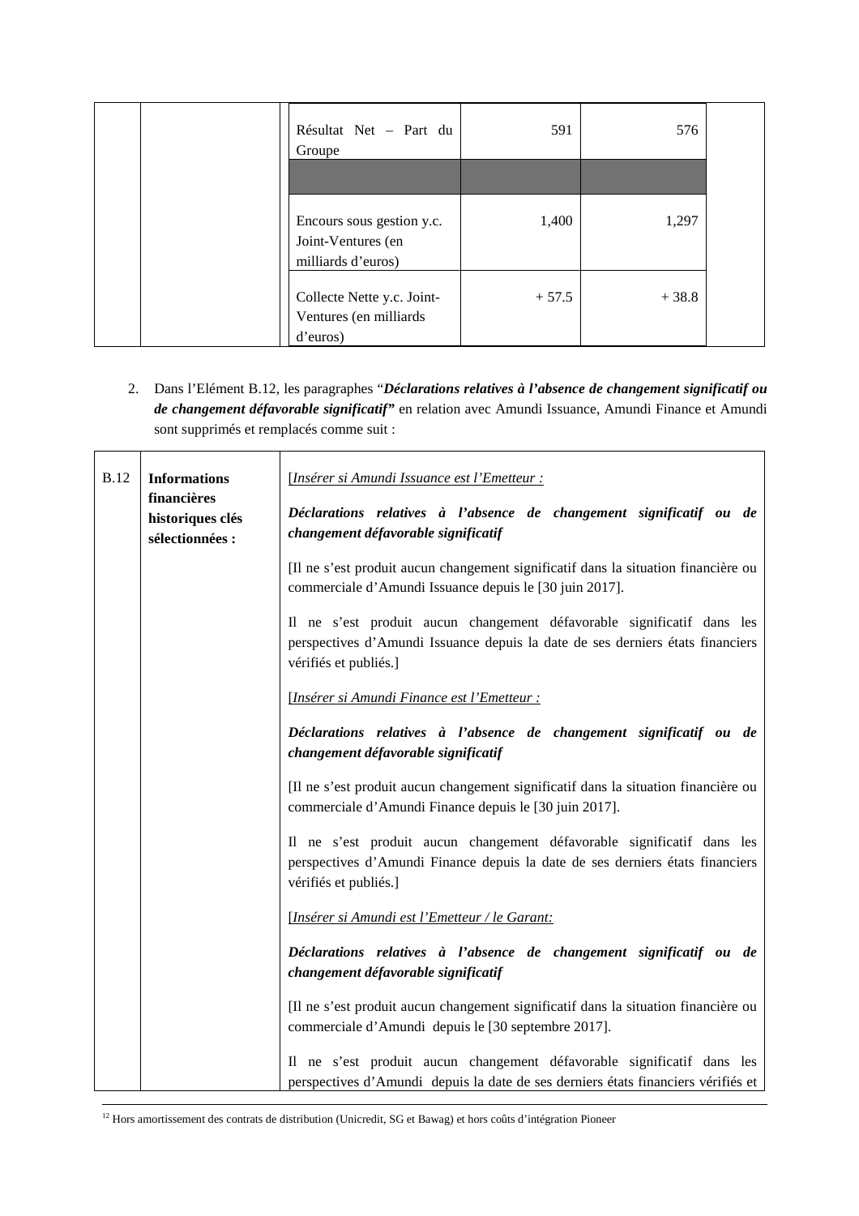| | | | | | |
|---|---|---|---|---|---|
| | | Résultat Net – Part du Groupe | 591 | 576 | |
| | | | | | |
| | | Encours sous gestion y.c. Joint-Ventures (en milliards d'euros) | 1,400 | 1,297 | |
| | | Collecte Nette y.c. Joint-Ventures (en milliards d'euros) | + 57.5 | + 38.8 | |

2. Dans l'Elément B.12, les paragraphes "***Déclarations relatives à l'absence de changement significatif ou de changement défavorable significatif"*** en relation avec Amundi Issuance, Amundi Finance et Amundi sont supprimés et remplacés comme suit :

| | | |
|---|---|---|
| B.12 | **Informations financières historiques clés sélectionnées :** | [*Insérer si Amundi Issuance est l'Emetteur :*<br><br>***Déclarations relatives à l'absence de changement significatif ou de changement défavorable significatif***<br><br>[Il ne s'est produit aucun changement significatif dans la situation financière ou commerciale d'Amundi Issuance depuis le [30 juin 2017].<br><br>Il ne s'est produit aucun changement défavorable significatif dans les perspectives d'Amundi Issuance depuis la date de ses derniers états financiers vérifiés et publiés.]<br><br>[*Insérer si Amundi Finance est l'Emetteur :*<br><br>***Déclarations relatives à l'absence de changement significatif ou de changement défavorable significatif***<br><br>[Il ne s'est produit aucun changement significatif dans la situation financière ou commerciale d'Amundi Finance depuis le [30 juin 2017].<br><br>Il ne s'est produit aucun changement défavorable significatif dans les perspectives d'Amundi Finance depuis la date de ses derniers états financiers vérifiés et publiés.]<br><br>[*Insérer si Amundi est l'Emetteur / le Garant:*<br><br>***Déclarations relatives à l'absence de changement significatif ou de changement défavorable significatif***<br><br>[Il ne s'est produit aucun changement significatif dans la situation financière ou commerciale d'Amundi depuis le [30 septembre 2017].<br><br>Il ne s'est produit aucun changement défavorable significatif dans les perspectives d'Amundi depuis la date de ses derniers états financiers vérifiés et |

[12] Hors amortissement des contrats de distribution (Unicredit, SG et Bawag) et hors coûts d'intégration Pioneer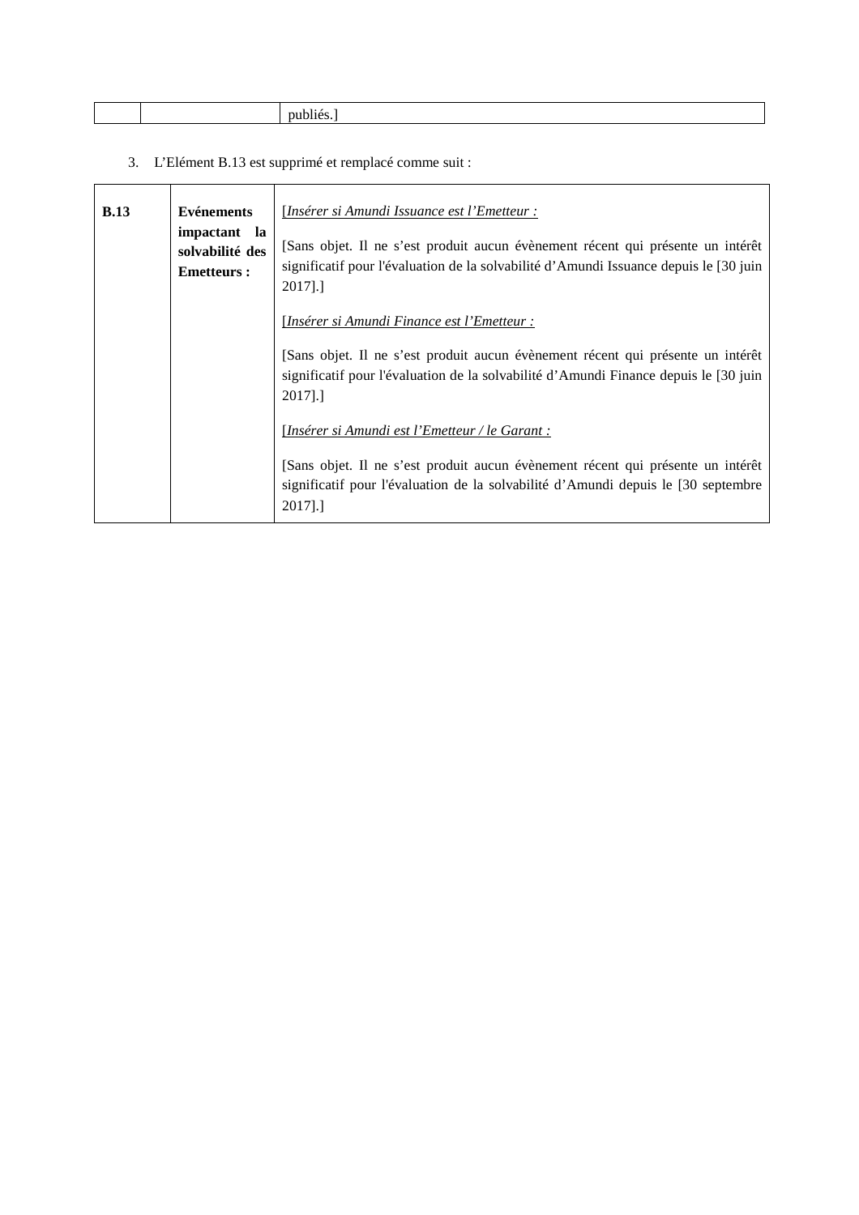| | | publiés.] |
|---|---|---|

3. L'Elément B.13 est supprimé et remplacé comme suit :

| **B.13** | **Evénements impactant la solvabilité des Emetteurs :** | [*Insérer si Amundi Issuance est l'Emetteur :*<br><br>[Sans objet. Il ne s'est produit aucun évènement récent qui présente un intérêt significatif pour l'évaluation de la solvabilité d'Amundi Issuance depuis le [30 juin 2017].]<br><br>[*Insérer si Amundi Finance est l'Emetteur :*<br><br>[Sans objet. Il ne s'est produit aucun évènement récent qui présente un intérêt significatif pour l'évaluation de la solvabilité d'Amundi Finance depuis le [30 juin 2017].]<br><br>[*Insérer si Amundi est l'Emetteur / le Garant :*<br><br>[Sans objet. Il ne s'est produit aucun évènement récent qui présente un intérêt significatif pour l'évaluation de la solvabilité d'Amundi depuis le [30 septembre 2017].] |
|---|---|---|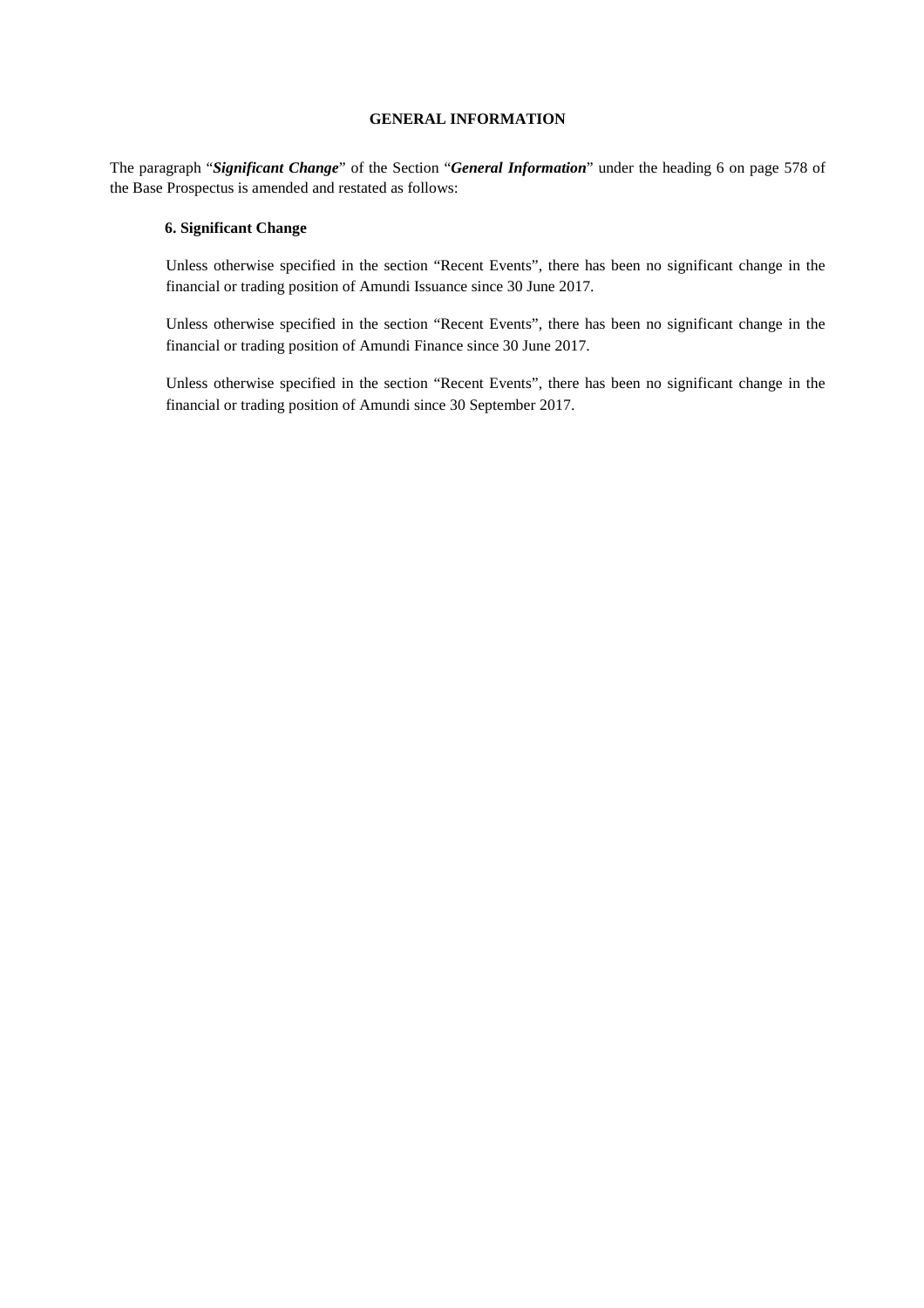# GENERAL INFORMATION

The paragraph "***Significant Change***" of the Section "***General Information***" under the heading 6 on page 578 of the Base Prospectus is amended and restated as follows:

**6. Significant Change**

Unless otherwise specified in the section "Recent Events", there has been no significant change in the financial or trading position of Amundi Issuance since 30 June 2017.

Unless otherwise specified in the section "Recent Events", there has been no significant change in the financial or trading position of Amundi Finance since 30 June 2017.

Unless otherwise specified in the section "Recent Events", there has been no significant change in the financial or trading position of Amundi since 30 September 2017.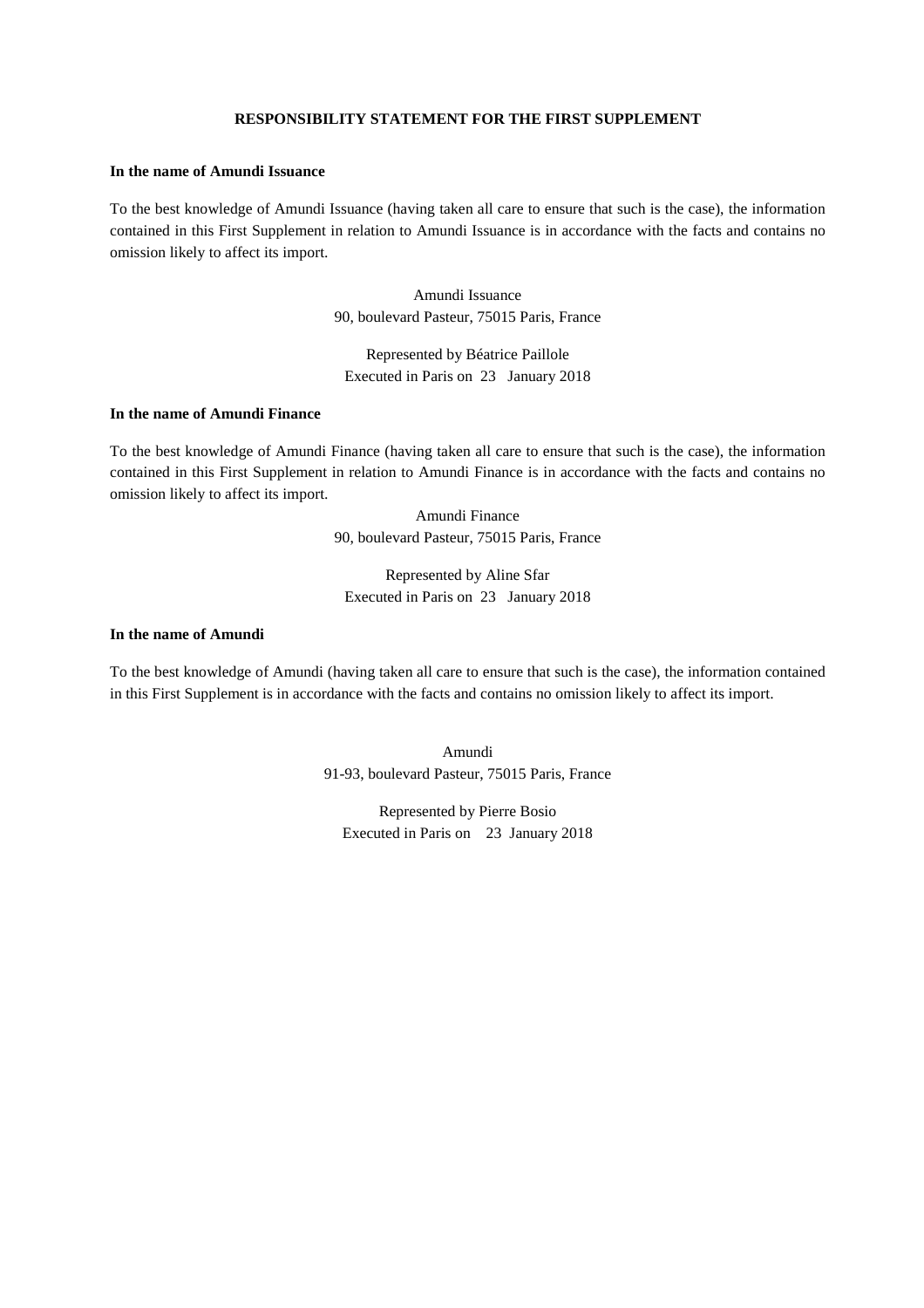# RESPONSIBILITY STATEMENT FOR THE FIRST SUPPLEMENT

**In the name of Amundi Issuance**

To the best knowledge of Amundi Issuance (having taken all care to ensure that such is the case), the information contained in this First Supplement in relation to Amundi Issuance is in accordance with the facts and contains no omission likely to affect its import.

Amundi Issuance
90, boulevard Pasteur, 75015 Paris, France

Represented by Béatrice Paillole
Executed in Paris on 23 January 2018

**In the name of Amundi Finance**

To the best knowledge of Amundi Finance (having taken all care to ensure that such is the case), the information contained in this First Supplement in relation to Amundi Finance is in accordance with the facts and contains no omission likely to affect its import.

Amundi Finance
90, boulevard Pasteur, 75015 Paris, France

Represented by Aline Sfar
Executed in Paris on 23 January 2018

**In the name of Amundi**

To the best knowledge of Amundi (having taken all care to ensure that such is the case), the information contained in this First Supplement is in accordance with the facts and contains no omission likely to affect its import.

Amundi
91-93, boulevard Pasteur, 75015 Paris, France

Represented by Pierre Bosio
Executed in Paris on 23 January 2018